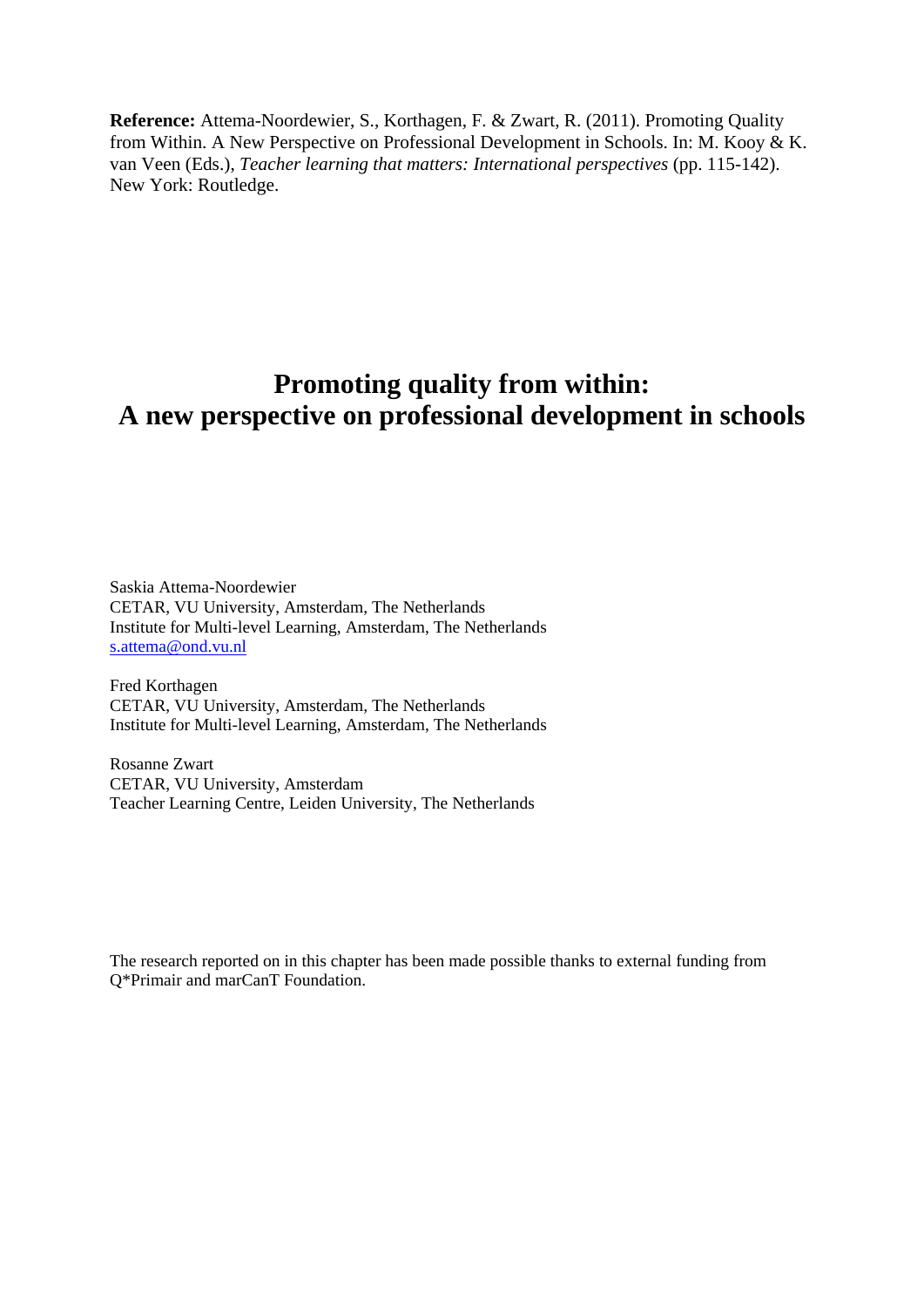**Reference:** Attema-Noordewier, S., Korthagen, F. & Zwart, R. (2011). Promoting Quality from Within. A New Perspective on Professional Development in Schools. In: M. Kooy & K. van Veen (Eds.), *Teacher learning that matters: International perspectives* (pp. 115-142). New York: Routledge.

# Promoting quality from within: A new perspective on professional development in schools

Saskia Attema-Noordewier
CETAR, VU University, Amsterdam, The Netherlands
Institute for Multi-level Learning, Amsterdam, The Netherlands
s.attema@ond.vu.nl

Fred Korthagen
CETAR, VU University, Amsterdam, The Netherlands
Institute for Multi-level Learning, Amsterdam, The Netherlands

Rosanne Zwart
CETAR, VU University, Amsterdam
Teacher Learning Centre, Leiden University, The Netherlands

The research reported on in this chapter has been made possible thanks to external funding from Q*Primair and marCanT Foundation.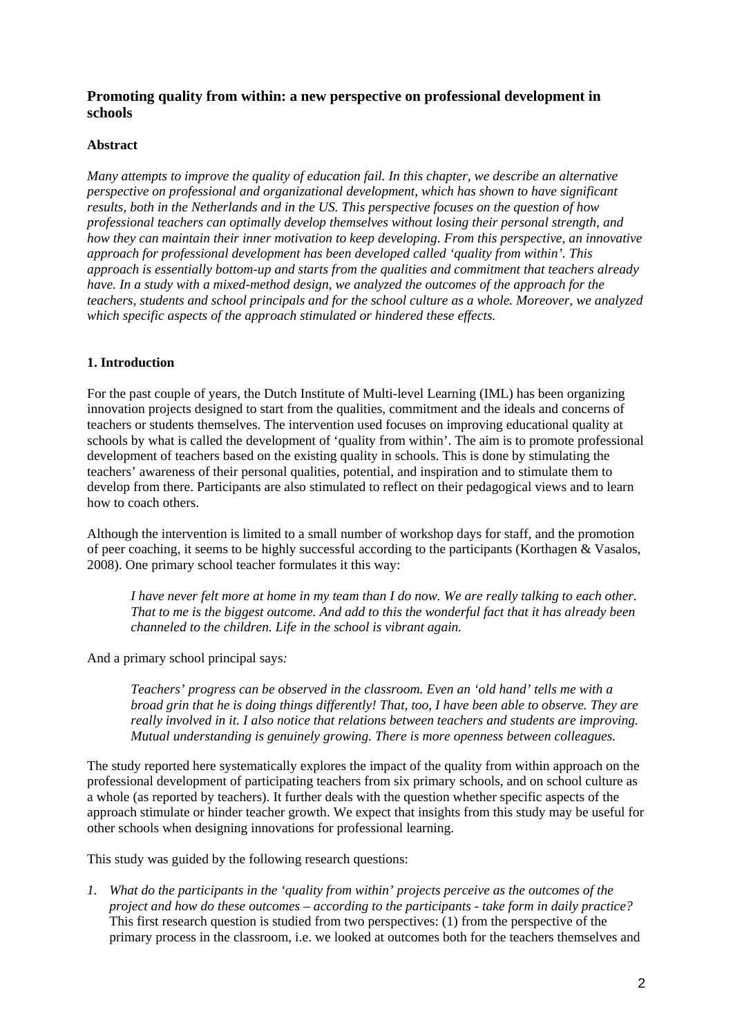## Promoting quality from within: a new perspective on professional development in schools

### Abstract

*Many attempts to improve the quality of education fail. In this chapter, we describe an alternative perspective on professional and organizational development, which has shown to have significant results, both in the Netherlands and in the US. This perspective focuses on the question of how professional teachers can optimally develop themselves without losing their personal strength, and how they can maintain their inner motivation to keep developing. From this perspective, an innovative approach for professional development has been developed called 'quality from within'. This approach is essentially bottom-up and starts from the qualities and commitment that teachers already have. In a study with a mixed-method design, we analyzed the outcomes of the approach for the teachers, students and school principals and for the school culture as a whole. Moreover, we analyzed which specific aspects of the approach stimulated or hindered these effects.*

### 1. Introduction

For the past couple of years, the Dutch Institute of Multi-level Learning (IML) has been organizing innovation projects designed to start from the qualities, commitment and the ideals and concerns of teachers or students themselves. The intervention used focuses on improving educational quality at schools by what is called the development of 'quality from within'. The aim is to promote professional development of teachers based on the existing quality in schools. This is done by stimulating the teachers' awareness of their personal qualities, potential, and inspiration and to stimulate them to develop from there. Participants are also stimulated to reflect on their pedagogical views and to learn how to coach others.

Although the intervention is limited to a small number of workshop days for staff, and the promotion of peer coaching, it seems to be highly successful according to the participants (Korthagen & Vasalos, 2008). One primary school teacher formulates it this way:

> *I have never felt more at home in my team than I do now. We are really talking to each other. That to me is the biggest outcome. And add to this the wonderful fact that it has already been channeled to the children. Life in the school is vibrant again.*

And a primary school principal says*:*

> *Teachers' progress can be observed in the classroom. Even an 'old hand' tells me with a broad grin that he is doing things differently! That, too, I have been able to observe. They are really involved in it. I also notice that relations between teachers and students are improving. Mutual understanding is genuinely growing. There is more openness between colleagues.*

The study reported here systematically explores the impact of the quality from within approach on the professional development of participating teachers from six primary schools, and on school culture as a whole (as reported by teachers). It further deals with the question whether specific aspects of the approach stimulate or hinder teacher growth. We expect that insights from this study may be useful for other schools when designing innovations for professional learning.

This study was guided by the following research questions:

1. *What do the participants in the 'quality from within' projects perceive as the outcomes of the project and how do these outcomes – according to the participants - take form in daily practice?* This first research question is studied from two perspectives: (1) from the perspective of the primary process in the classroom, i.e. we looked at outcomes both for the teachers themselves and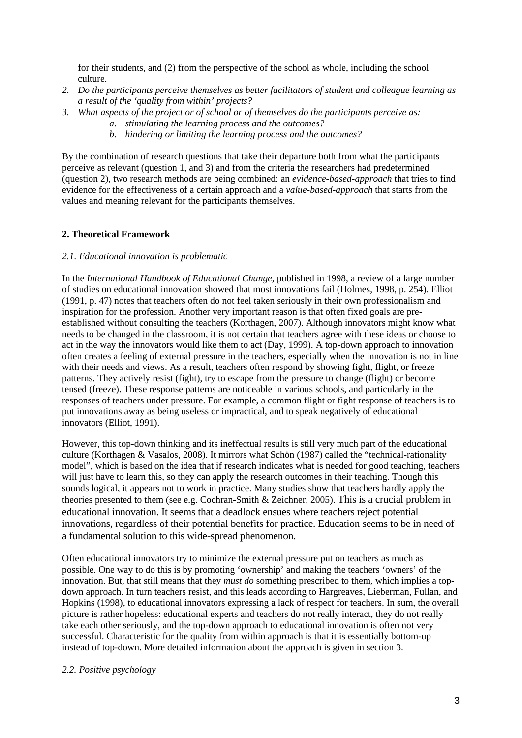for their students, and (2) from the perspective of the school as whole, including the school culture.

2. *Do the participants perceive themselves as better facilitators of student and colleague learning as a result of the 'quality from within' projects?*
3. *What aspects of the project or of school or of themselves do the participants perceive as:*
    a. *stimulating the learning process and the outcomes?*
    b. *hindering or limiting the learning process and the outcomes?*

By the combination of research questions that take their departure both from what the participants perceive as relevant (question 1, and 3) and from the criteria the researchers had predetermined (question 2), two research methods are being combined: an *evidence-based-approach* that tries to find evidence for the effectiveness of a certain approach and a *value-based-approach* that starts from the values and meaning relevant for the participants themselves.

## 2. Theoretical Framework

### *2.1. Educational innovation is problematic*

In the *International Handbook of Educational Change*, published in 1998, a review of a large number of studies on educational innovation showed that most innovations fail (Holmes, 1998, p. 254). Elliot (1991, p. 47) notes that teachers often do not feel taken seriously in their own professionalism and inspiration for the profession. Another very important reason is that often fixed goals are pre-established without consulting the teachers (Korthagen, 2007). Although innovators might know what needs to be changed in the classroom, it is not certain that teachers agree with these ideas or choose to act in the way the innovators would like them to act (Day, 1999). A top-down approach to innovation often creates a feeling of external pressure in the teachers, especially when the innovation is not in line with their needs and views. As a result, teachers often respond by showing fight, flight, or freeze patterns. They actively resist (fight), try to escape from the pressure to change (flight) or become tensed (freeze). These response patterns are noticeable in various schools, and particularly in the responses of teachers under pressure. For example, a common flight or fight response of teachers is to put innovations away as being useless or impractical, and to speak negatively of educational innovators (Elliot, 1991).

However, this top-down thinking and its ineffectual results is still very much part of the educational culture (Korthagen & Vasalos, 2008). It mirrors what Schön (1987) called the "technical-rationality model", which is based on the idea that if research indicates what is needed for good teaching, teachers will just have to learn this, so they can apply the research outcomes in their teaching. Though this sounds logical, it appears not to work in practice. Many studies show that teachers hardly apply the theories presented to them (see e.g. Cochran-Smith & Zeichner, 2005). This is a crucial problem in educational innovation. It seems that a deadlock ensues where teachers reject potential innovations, regardless of their potential benefits for practice. Education seems to be in need of a fundamental solution to this wide-spread phenomenon.

Often educational innovators try to minimize the external pressure put on teachers as much as possible. One way to do this is by promoting 'ownership' and making the teachers 'owners' of the innovation. But, that still means that they *must do* something prescribed to them, which implies a top-down approach. In turn teachers resist, and this leads according to Hargreaves, Lieberman, Fullan, and Hopkins (1998), to educational innovators expressing a lack of respect for teachers. In sum, the overall picture is rather hopeless: educational experts and teachers do not really interact, they do not really take each other seriously, and the top-down approach to educational innovation is often not very successful. Characteristic for the quality from within approach is that it is essentially bottom-up instead of top-down. More detailed information about the approach is given in section 3.

### *2.2. Positive psychology*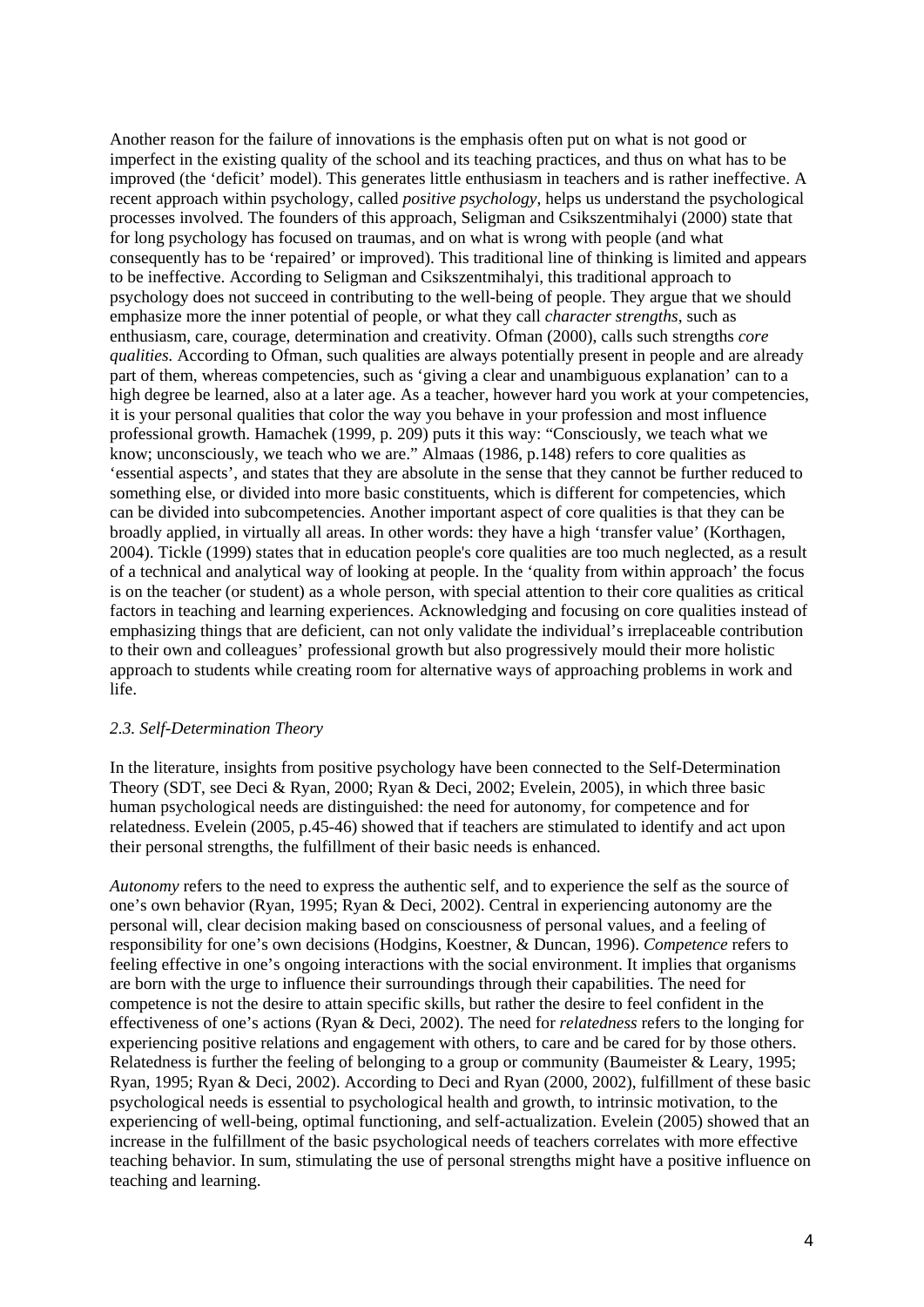Another reason for the failure of innovations is the emphasis often put on what is not good or imperfect in the existing quality of the school and its teaching practices, and thus on what has to be improved (the 'deficit' model). This generates little enthusiasm in teachers and is rather ineffective. A recent approach within psychology, called *positive psychology*, helps us understand the psychological processes involved. The founders of this approach, Seligman and Csikszentmihalyi (2000) state that for long psychology has focused on traumas, and on what is wrong with people (and what consequently has to be 'repaired' or improved). This traditional line of thinking is limited and appears to be ineffective. According to Seligman and Csikszentmihalyi, this traditional approach to psychology does not succeed in contributing to the well-being of people. They argue that we should emphasize more the inner potential of people, or what they call *character strengths*, such as enthusiasm, care, courage, determination and creativity. Ofman (2000), calls such strengths *core qualities.* According to Ofman, such qualities are always potentially present in people and are already part of them, whereas competencies, such as 'giving a clear and unambiguous explanation' can to a high degree be learned, also at a later age. As a teacher, however hard you work at your competencies, it is your personal qualities that color the way you behave in your profession and most influence professional growth. Hamachek (1999, p. 209) puts it this way: "Consciously, we teach what we know; unconsciously, we teach who we are." Almaas (1986, p.148) refers to core qualities as 'essential aspects', and states that they are absolute in the sense that they cannot be further reduced to something else, or divided into more basic constituents, which is different for competencies, which can be divided into subcompetencies. Another important aspect of core qualities is that they can be broadly applied, in virtually all areas. In other words: they have a high 'transfer value' (Korthagen, 2004). Tickle (1999) states that in education people's core qualities are too much neglected, as a result of a technical and analytical way of looking at people. In the 'quality from within approach' the focus is on the teacher (or student) as a whole person, with special attention to their core qualities as critical factors in teaching and learning experiences. Acknowledging and focusing on core qualities instead of emphasizing things that are deficient, can not only validate the individual's irreplaceable contribution to their own and colleagues' professional growth but also progressively mould their more holistic approach to students while creating room for alternative ways of approaching problems in work and life.

### *2.3. Self-Determination Theory*

In the literature, insights from positive psychology have been connected to the Self-Determination Theory (SDT, see Deci & Ryan, 2000; Ryan & Deci, 2002; Evelein, 2005), in which three basic human psychological needs are distinguished: the need for autonomy, for competence and for relatedness. Evelein (2005, p.45-46) showed that if teachers are stimulated to identify and act upon their personal strengths, the fulfillment of their basic needs is enhanced.

*Autonomy* refers to the need to express the authentic self, and to experience the self as the source of one's own behavior (Ryan, 1995; Ryan & Deci, 2002). Central in experiencing autonomy are the personal will, clear decision making based on consciousness of personal values, and a feeling of responsibility for one's own decisions (Hodgins, Koestner, & Duncan, 1996). *Competence* refers to feeling effective in one's ongoing interactions with the social environment. It implies that organisms are born with the urge to influence their surroundings through their capabilities. The need for competence is not the desire to attain specific skills, but rather the desire to feel confident in the effectiveness of one's actions (Ryan & Deci, 2002). The need for *relatedness* refers to the longing for experiencing positive relations and engagement with others, to care and be cared for by those others. Relatedness is further the feeling of belonging to a group or community (Baumeister & Leary, 1995; Ryan, 1995; Ryan & Deci, 2002). According to Deci and Ryan (2000, 2002), fulfillment of these basic psychological needs is essential to psychological health and growth, to intrinsic motivation, to the experiencing of well-being, optimal functioning, and self-actualization. Evelein (2005) showed that an increase in the fulfillment of the basic psychological needs of teachers correlates with more effective teaching behavior. In sum, stimulating the use of personal strengths might have a positive influence on teaching and learning.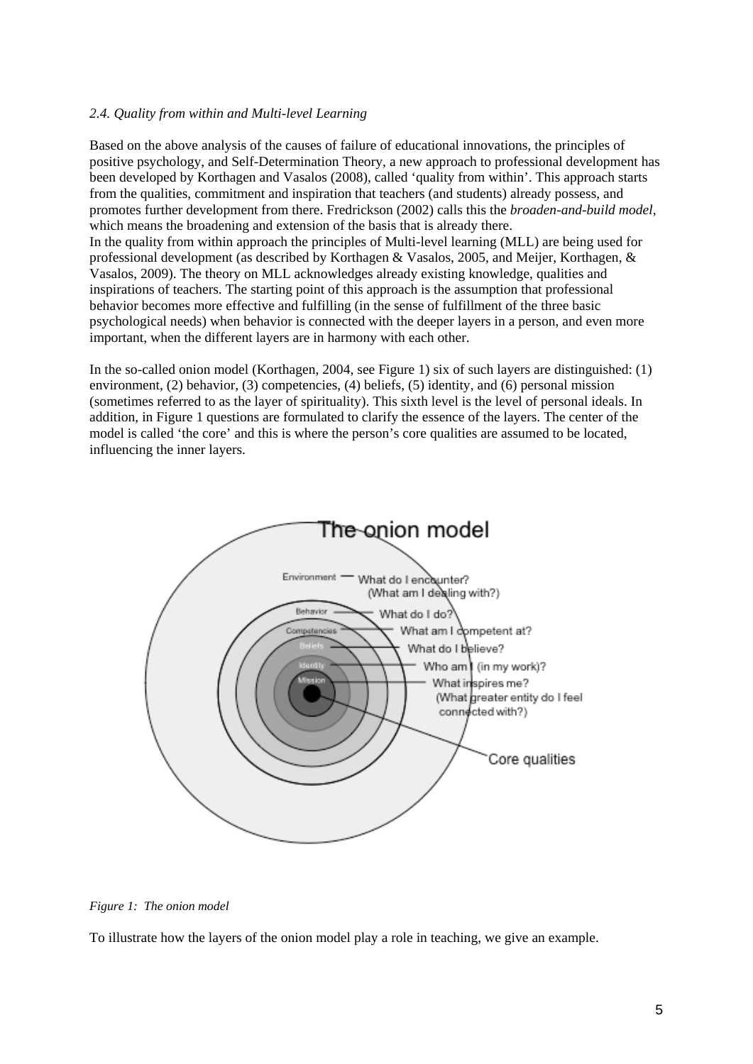*2.4. Quality from within and Multi-level Learning*

Based on the above analysis of the causes of failure of educational innovations, the principles of positive psychology, and Self-Determination Theory, a new approach to professional development has been developed by Korthagen and Vasalos (2008), called 'quality from within'. This approach starts from the qualities, commitment and inspiration that teachers (and students) already possess, and promotes further development from there. Fredrickson (2002) calls this the *broaden-and-build model*, which means the broadening and extension of the basis that is already there.
In the quality from within approach the principles of Multi-level learning (MLL) are being used for professional development (as described by Korthagen & Vasalos, 2005, and Meijer, Korthagen, & Vasalos, 2009). The theory on MLL acknowledges already existing knowledge, qualities and inspirations of teachers. The starting point of this approach is the assumption that professional behavior becomes more effective and fulfilling (in the sense of fulfillment of the three basic psychological needs) when behavior is connected with the deeper layers in a person, and even more important, when the different layers are in harmony with each other.

In the so-called onion model (Korthagen, 2004, see Figure 1) six of such layers are distinguished: (1) environment, (2) behavior, (3) competencies, (4) beliefs, (5) identity, and (6) personal mission (sometimes referred to as the layer of spirituality). This sixth level is the level of personal ideals. In addition, in Figure 1 questions are formulated to clarify the essence of the layers. The center of the model is called 'the core' and this is where the person's core qualities are assumed to be located, influencing the inner layers.

The onion model

Environment — What do I encounter? (What am I dealing with?)
Behavior — What do I do?
Competencies — What am I competent at?
Beliefs — What do I believe?
Identity — Who am I (in my work)?
Mission — What inspires me? (What greater entity do I feel connected with?)
Core qualities

*Figure 1: The onion model*

To illustrate how the layers of the onion model play a role in teaching, we give an example.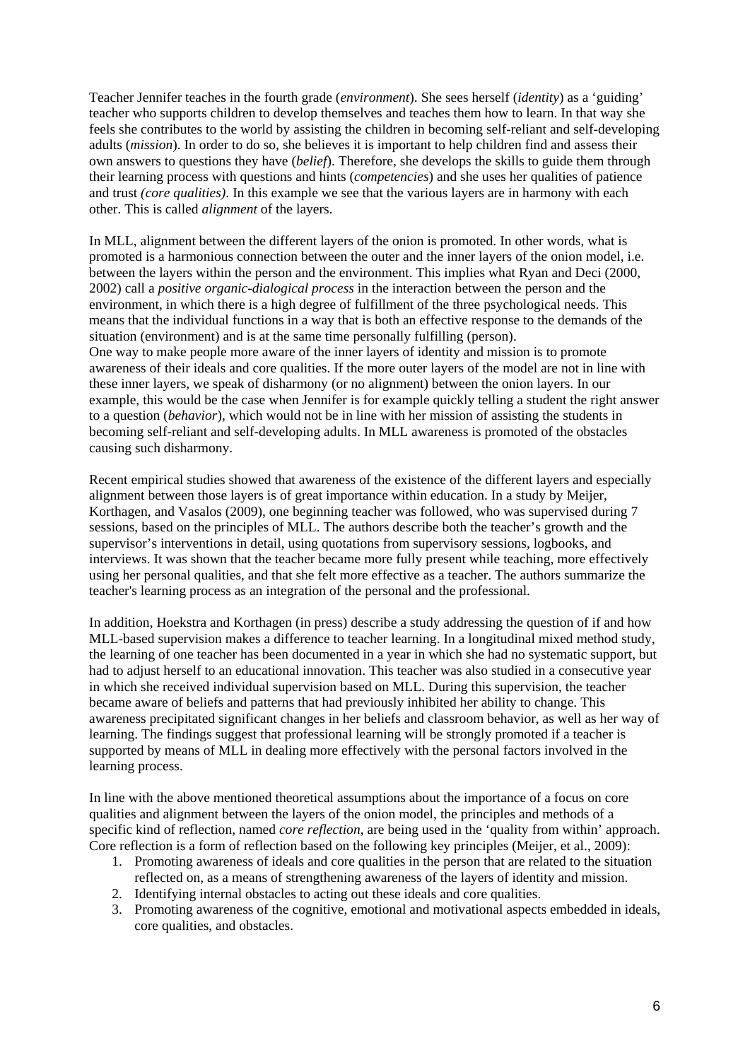Teacher Jennifer teaches in the fourth grade (*environment*). She sees herself (*identity*) as a 'guiding' teacher who supports children to develop themselves and teaches them how to learn. In that way she feels she contributes to the world by assisting the children in becoming self-reliant and self-developing adults (*mission*). In order to do so, she believes it is important to help children find and assess their own answers to questions they have (*belief*). Therefore, she develops the skills to guide them through their learning process with questions and hints (*competencies*) and she uses her qualities of patience and trust *(core qualities)*. In this example we see that the various layers are in harmony with each other. This is called *alignment* of the layers.

In MLL, alignment between the different layers of the onion is promoted. In other words, what is promoted is a harmonious connection between the outer and the inner layers of the onion model, i.e. between the layers within the person and the environment. This implies what Ryan and Deci (2000, 2002) call a *positive organic-dialogical process* in the interaction between the person and the environment, in which there is a high degree of fulfillment of the three psychological needs. This means that the individual functions in a way that is both an effective response to the demands of the situation (environment) and is at the same time personally fulfilling (person).
One way to make people more aware of the inner layers of identity and mission is to promote awareness of their ideals and core qualities. If the more outer layers of the model are not in line with these inner layers, we speak of disharmony (or no alignment) between the onion layers. In our example, this would be the case when Jennifer is for example quickly telling a student the right answer to a question (*behavior*), which would not be in line with her mission of assisting the students in becoming self-reliant and self-developing adults. In MLL awareness is promoted of the obstacles causing such disharmony.

Recent empirical studies showed that awareness of the existence of the different layers and especially alignment between those layers is of great importance within education. In a study by Meijer, Korthagen, and Vasalos (2009), one beginning teacher was followed, who was supervised during 7 sessions, based on the principles of MLL. The authors describe both the teacher's growth and the supervisor's interventions in detail, using quotations from supervisory sessions, logbooks, and interviews. It was shown that the teacher became more fully present while teaching, more effectively using her personal qualities, and that she felt more effective as a teacher. The authors summarize the teacher's learning process as an integration of the personal and the professional.

In addition, Hoekstra and Korthagen (in press) describe a study addressing the question of if and how MLL-based supervision makes a difference to teacher learning. In a longitudinal mixed method study, the learning of one teacher has been documented in a year in which she had no systematic support, but had to adjust herself to an educational innovation. This teacher was also studied in a consecutive year in which she received individual supervision based on MLL. During this supervision, the teacher became aware of beliefs and patterns that had previously inhibited her ability to change. This awareness precipitated significant changes in her beliefs and classroom behavior, as well as her way of learning. The findings suggest that professional learning will be strongly promoted if a teacher is supported by means of MLL in dealing more effectively with the personal factors involved in the learning process.

In line with the above mentioned theoretical assumptions about the importance of a focus on core qualities and alignment between the layers of the onion model, the principles and methods of a specific kind of reflection, named *core reflection*, are being used in the 'quality from within' approach. Core reflection is a form of reflection based on the following key principles (Meijer, et al., 2009):

1. Promoting awareness of ideals and core qualities in the person that are related to the situation reflected on, as a means of strengthening awareness of the layers of identity and mission.
2. Identifying internal obstacles to acting out these ideals and core qualities.
3. Promoting awareness of the cognitive, emotional and motivational aspects embedded in ideals, core qualities, and obstacles.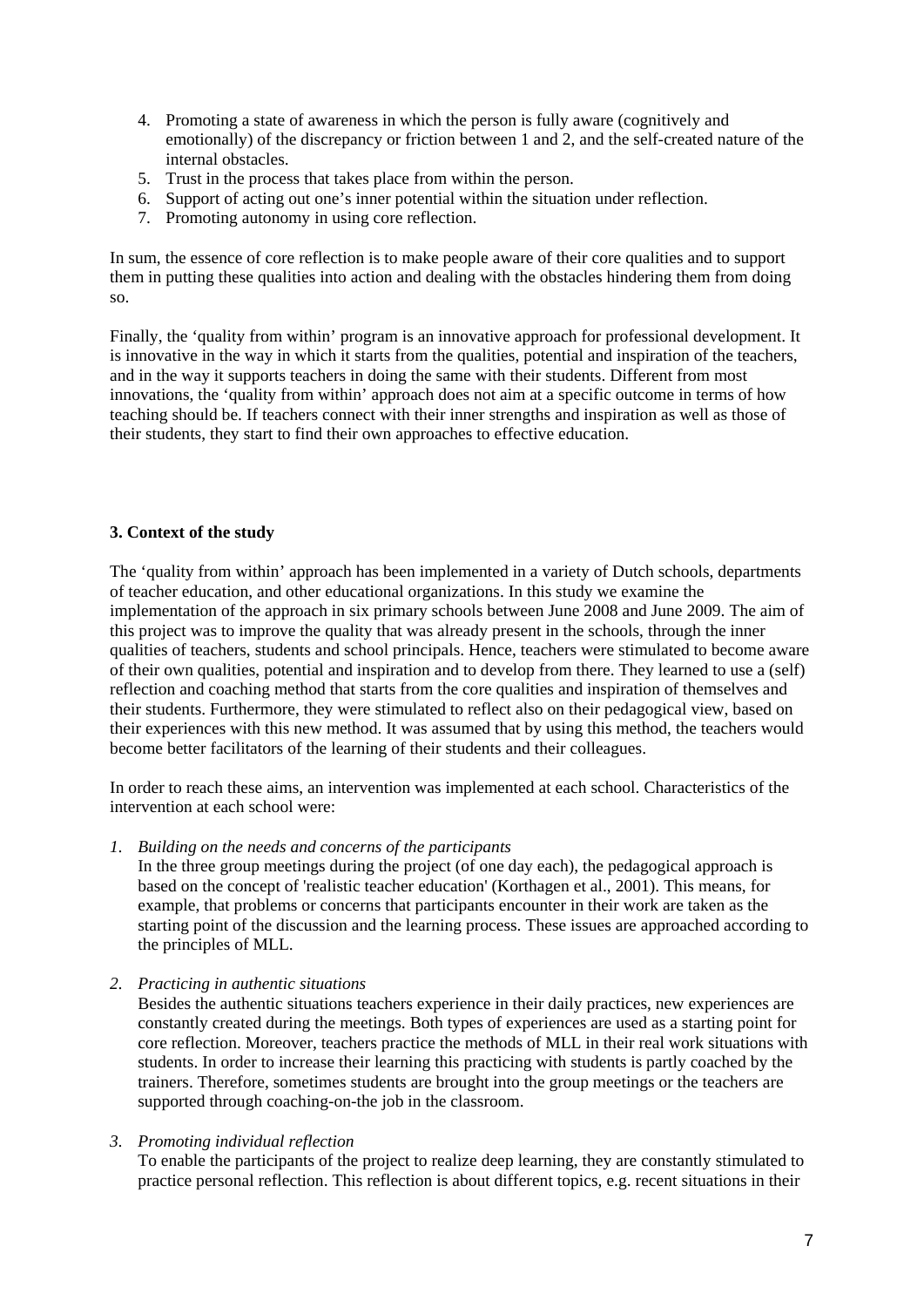4. Promoting a state of awareness in which the person is fully aware (cognitively and emotionally) of the discrepancy or friction between 1 and 2, and the self-created nature of the internal obstacles.
5. Trust in the process that takes place from within the person.
6. Support of acting out one's inner potential within the situation under reflection.
7. Promoting autonomy in using core reflection.

In sum, the essence of core reflection is to make people aware of their core qualities and to support them in putting these qualities into action and dealing with the obstacles hindering them from doing so.

Finally, the 'quality from within' program is an innovative approach for professional development. It is innovative in the way in which it starts from the qualities, potential and inspiration of the teachers, and in the way it supports teachers in doing the same with their students. Different from most innovations, the 'quality from within' approach does not aim at a specific outcome in terms of how teaching should be. If teachers connect with their inner strengths and inspiration as well as those of their students, they start to find their own approaches to effective education.

## 3. Context of the study

The 'quality from within' approach has been implemented in a variety of Dutch schools, departments of teacher education, and other educational organizations. In this study we examine the implementation of the approach in six primary schools between June 2008 and June 2009. The aim of this project was to improve the quality that was already present in the schools, through the inner qualities of teachers, students and school principals. Hence, teachers were stimulated to become aware of their own qualities, potential and inspiration and to develop from there. They learned to use a (self) reflection and coaching method that starts from the core qualities and inspiration of themselves and their students. Furthermore, they were stimulated to reflect also on their pedagogical view, based on their experiences with this new method. It was assumed that by using this method, the teachers would become better facilitators of the learning of their students and their colleagues.

In order to reach these aims, an intervention was implemented at each school. Characteristics of the intervention at each school were:

1. *Building on the needs and concerns of the participants*
   In the three group meetings during the project (of one day each), the pedagogical approach is based on the concept of 'realistic teacher education' (Korthagen et al., 2001). This means, for example, that problems or concerns that participants encounter in their work are taken as the starting point of the discussion and the learning process. These issues are approached according to the principles of MLL.

2. *Practicing in authentic situations*
   Besides the authentic situations teachers experience in their daily practices, new experiences are constantly created during the meetings. Both types of experiences are used as a starting point for core reflection. Moreover, teachers practice the methods of MLL in their real work situations with students. In order to increase their learning this practicing with students is partly coached by the trainers. Therefore, sometimes students are brought into the group meetings or the teachers are supported through coaching-on-the job in the classroom.

3. *Promoting individual reflection*
   To enable the participants of the project to realize deep learning, they are constantly stimulated to practice personal reflection. This reflection is about different topics, e.g. recent situations in their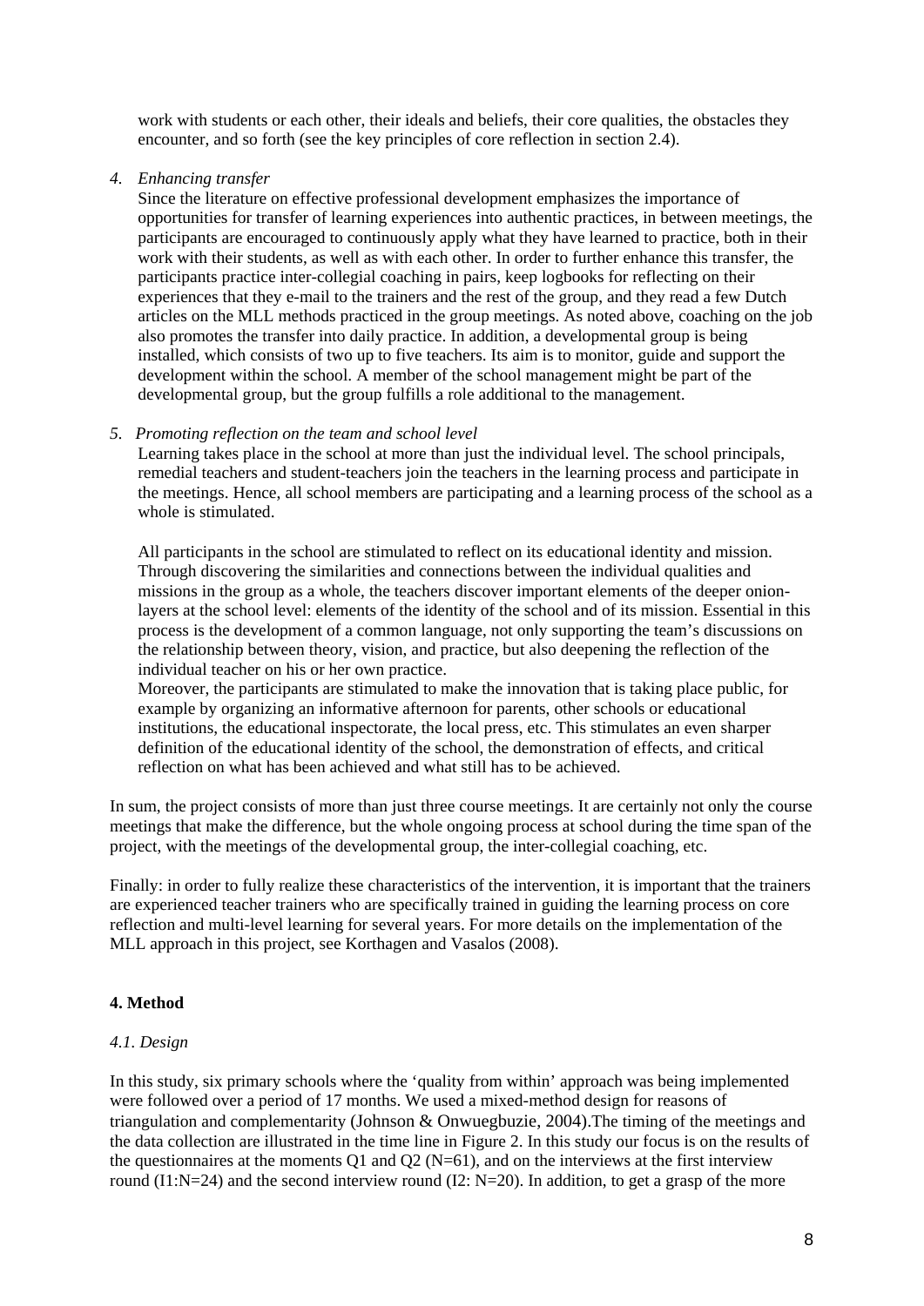work with students or each other, their ideals and beliefs, their core qualities, the obstacles they encounter, and so forth (see the key principles of core reflection in section 2.4).

4. *Enhancing transfer*

   Since the literature on effective professional development emphasizes the importance of opportunities for transfer of learning experiences into authentic practices, in between meetings, the participants are encouraged to continuously apply what they have learned to practice, both in their work with their students, as well as with each other. In order to further enhance this transfer, the participants practice inter-collegial coaching in pairs, keep logbooks for reflecting on their experiences that they e-mail to the trainers and the rest of the group, and they read a few Dutch articles on the MLL methods practiced in the group meetings. As noted above, coaching on the job also promotes the transfer into daily practice. In addition, a developmental group is being installed, which consists of two up to five teachers. Its aim is to monitor, guide and support the development within the school. A member of the school management might be part of the developmental group, but the group fulfills a role additional to the management.

5. *Promoting reflection on the team and school level*

   Learning takes place in the school at more than just the individual level. The school principals, remedial teachers and student-teachers join the teachers in the learning process and participate in the meetings. Hence, all school members are participating and a learning process of the school as a whole is stimulated.

   All participants in the school are stimulated to reflect on its educational identity and mission. Through discovering the similarities and connections between the individual qualities and missions in the group as a whole, the teachers discover important elements of the deeper onion-layers at the school level: elements of the identity of the school and of its mission. Essential in this process is the development of a common language, not only supporting the team's discussions on the relationship between theory, vision, and practice, but also deepening the reflection of the individual teacher on his or her own practice.

   Moreover, the participants are stimulated to make the innovation that is taking place public, for example by organizing an informative afternoon for parents, other schools or educational institutions, the educational inspectorate, the local press, etc. This stimulates an even sharper definition of the educational identity of the school, the demonstration of effects, and critical reflection on what has been achieved and what still has to be achieved.

In sum, the project consists of more than just three course meetings. It are certainly not only the course meetings that make the difference, but the whole ongoing process at school during the time span of the project, with the meetings of the developmental group, the inter-collegial coaching, etc.

Finally: in order to fully realize these characteristics of the intervention, it is important that the trainers are experienced teacher trainers who are specifically trained in guiding the learning process on core reflection and multi-level learning for several years. For more details on the implementation of the MLL approach in this project, see Korthagen and Vasalos (2008).

## 4. Method

### *4.1. Design*

In this study, six primary schools where the 'quality from within' approach was being implemented were followed over a period of 17 months. We used a mixed-method design for reasons of triangulation and complementarity (Johnson & Onwuegbuzie, 2004).The timing of the meetings and the data collection are illustrated in the time line in Figure 2. In this study our focus is on the results of the questionnaires at the moments Q1 and Q2 (N=61), and on the interviews at the first interview round (I1:N=24) and the second interview round (I2: N=20). In addition, to get a grasp of the more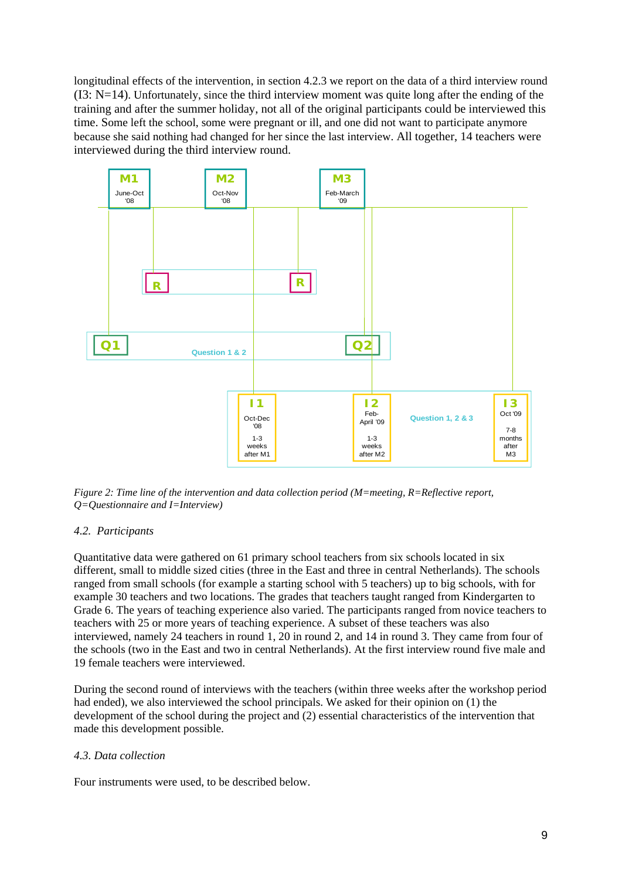longitudinal effects of the intervention, in section 4.2.3 we report on the data of a third interview round (I3: N=14). Unfortunately, since the third interview moment was quite long after the ending of the training and after the summer holiday, not all of the original participants could be interviewed this time. Some left the school, some were pregnant or ill, and one did not want to participate anymore because she said nothing had changed for her since the last interview. All together, 14 teachers were interviewed during the third interview round.

M1 June-Oct '08 | M2 Oct-Nov '08 | M3 Feb-March '09

R | R

Q1 | Question 1 & 2 | Q2

I1 Oct-Dec '08 1-3 weeks after M1 | I2 Feb-April '09 1-3 weeks after M2 | Question 1, 2 & 3 | I3 Oct '09 7-8 months after M3

*Figure 2: Time line of the intervention and data collection period (M=meeting, R=Reflective report, Q=Questionnaire and I=Interview)*

### *4.2. Participants*

Quantitative data were gathered on 61 primary school teachers from six schools located in six different, small to middle sized cities (three in the East and three in central Netherlands). The schools ranged from small schools (for example a starting school with 5 teachers) up to big schools, with for example 30 teachers and two locations. The grades that teachers taught ranged from Kindergarten to Grade 6. The years of teaching experience also varied. The participants ranged from novice teachers to teachers with 25 or more years of teaching experience. A subset of these teachers was also interviewed, namely 24 teachers in round 1, 20 in round 2, and 14 in round 3. They came from four of the schools (two in the East and two in central Netherlands). At the first interview round five male and 19 female teachers were interviewed.

During the second round of interviews with the teachers (within three weeks after the workshop period had ended), we also interviewed the school principals. We asked for their opinion on (1) the development of the school during the project and (2) essential characteristics of the intervention that made this development possible.

### *4.3. Data collection*

Four instruments were used, to be described below.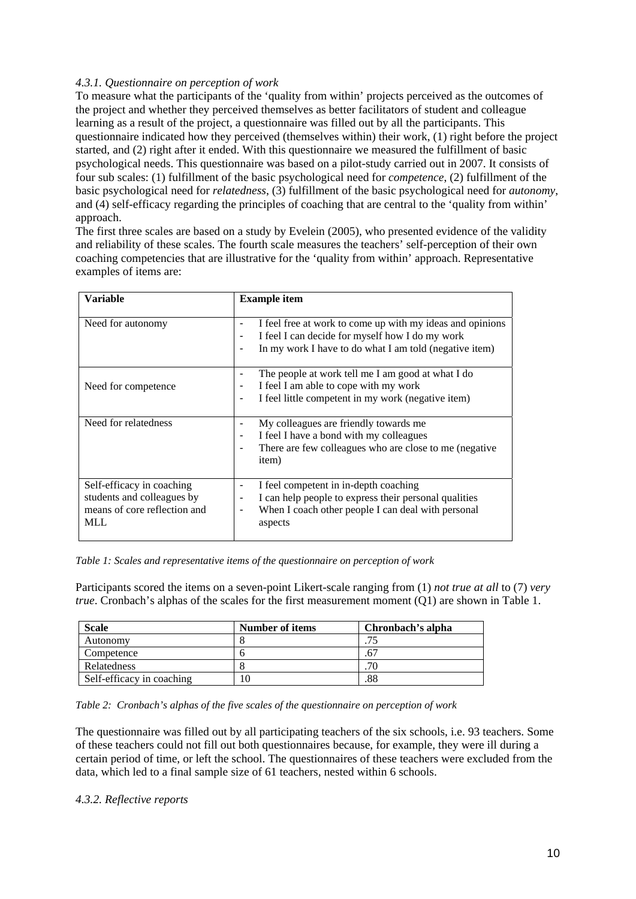#### *4.3.1. Questionnaire on perception of work*

To measure what the participants of the 'quality from within' projects perceived as the outcomes of the project and whether they perceived themselves as better facilitators of student and colleague learning as a result of the project, a questionnaire was filled out by all the participants. This questionnaire indicated how they perceived (themselves within) their work, (1) right before the project started, and (2) right after it ended. With this questionnaire we measured the fulfillment of basic psychological needs. This questionnaire was based on a pilot-study carried out in 2007. It consists of four sub scales: (1) fulfillment of the basic psychological need for *competence*, (2) fulfillment of the basic psychological need for *relatedness*, (3) fulfillment of the basic psychological need for *autonomy*, and (4) self-efficacy regarding the principles of coaching that are central to the 'quality from within' approach.

The first three scales are based on a study by Evelein (2005), who presented evidence of the validity and reliability of these scales. The fourth scale measures the teachers' self-perception of their own coaching competencies that are illustrative for the 'quality from within' approach. Representative examples of items are:

| **Variable** | **Example item** |
|---|---|
| Need for autonomy | - I feel free at work to come up with my ideas and opinions<br>- I feel I can decide for myself how I do my work<br>- In my work I have to do what I am told (negative item) |
| Need for competence | - The people at work tell me I am good at what I do<br>- I feel I am able to cope with my work<br>- I feel little competent in my work (negative item) |
| Need for relatedness | - My colleagues are friendly towards me<br>- I feel I have a bond with my colleagues<br>- There are few colleagues who are close to me (negative item) |
| Self-efficacy in coaching students and colleagues by means of core reflection and MLL | - I feel competent in in-depth coaching<br>- I can help people to express their personal qualities<br>- When I coach other people I can deal with personal aspects |

*Table 1: Scales and representative items of the questionnaire on perception of work*

Participants scored the items on a seven-point Likert-scale ranging from (1) *not true at all* to (7) *very true*. Cronbach's alphas of the scales for the first measurement moment (Q1) are shown in Table 1.

| **Scale** | **Number of items** | **Chronbach's alpha** |
|---|---|---|
| Autonomy | 8 | .75 |
| Competence | 6 | .67 |
| Relatedness | 8 | .70 |
| Self-efficacy in coaching | 10 | .88 |

*Table 2: Cronbach's alphas of the five scales of the questionnaire on perception of work*

The questionnaire was filled out by all participating teachers of the six schools, i.e. 93 teachers. Some of these teachers could not fill out both questionnaires because, for example, they were ill during a certain period of time, or left the school. The questionnaires of these teachers were excluded from the data, which led to a final sample size of 61 teachers, nested within 6 schools.

#### *4.3.2. Reflective reports*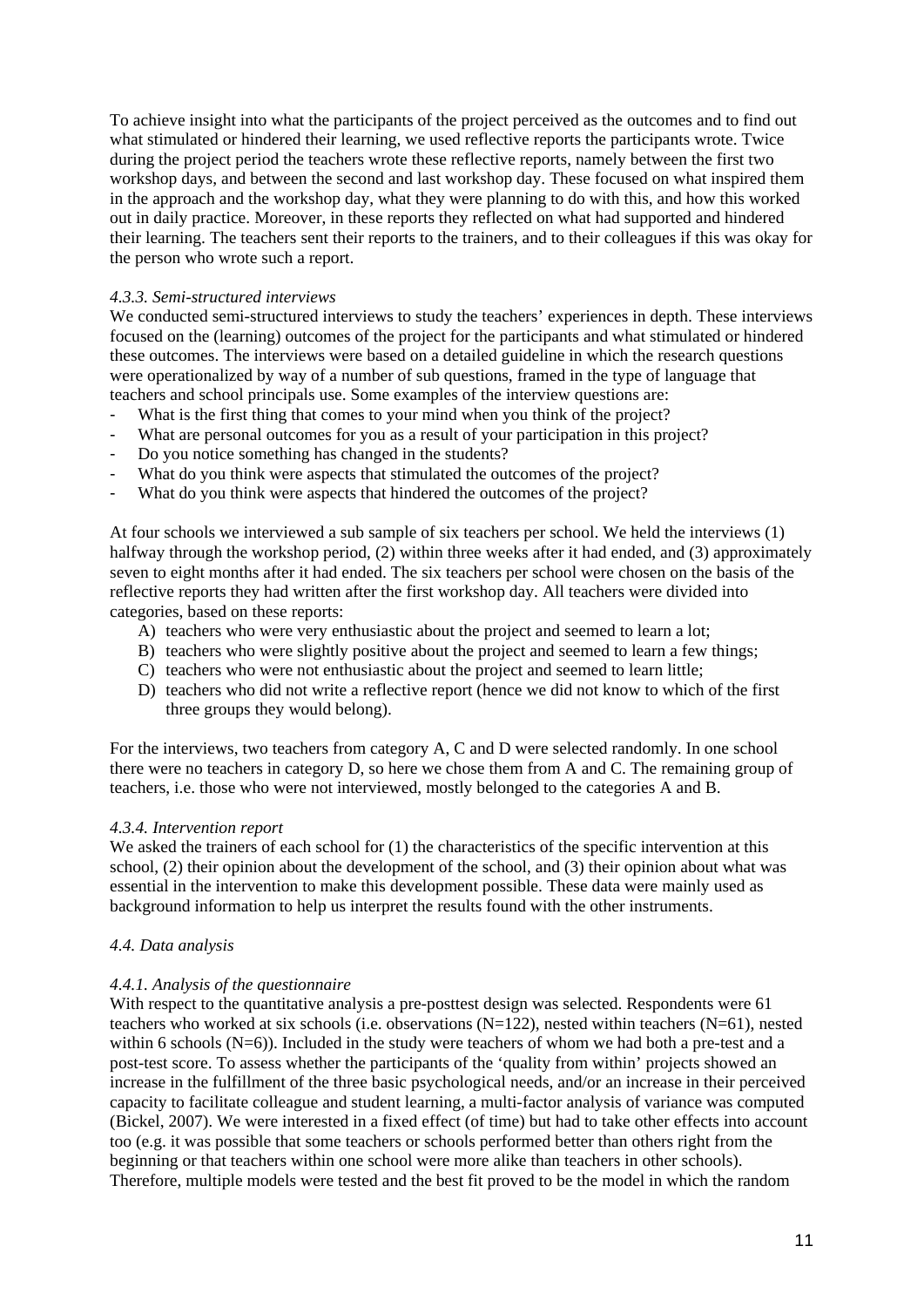To achieve insight into what the participants of the project perceived as the outcomes and to find out what stimulated or hindered their learning, we used reflective reports the participants wrote. Twice during the project period the teachers wrote these reflective reports, namely between the first two workshop days, and between the second and last workshop day. These focused on what inspired them in the approach and the workshop day, what they were planning to do with this, and how this worked out in daily practice. Moreover, in these reports they reflected on what had supported and hindered their learning. The teachers sent their reports to the trainers, and to their colleagues if this was okay for the person who wrote such a report.

#### *4.3.3. Semi-structured interviews*

We conducted semi-structured interviews to study the teachers' experiences in depth. These interviews focused on the (learning) outcomes of the project for the participants and what stimulated or hindered these outcomes. The interviews were based on a detailed guideline in which the research questions were operationalized by way of a number of sub questions, framed in the type of language that teachers and school principals use. Some examples of the interview questions are:

- What is the first thing that comes to your mind when you think of the project?
- What are personal outcomes for you as a result of your participation in this project?
- Do you notice something has changed in the students?
- What do you think were aspects that stimulated the outcomes of the project?
- What do you think were aspects that hindered the outcomes of the project?

At four schools we interviewed a sub sample of six teachers per school. We held the interviews (1) halfway through the workshop period, (2) within three weeks after it had ended, and (3) approximately seven to eight months after it had ended. The six teachers per school were chosen on the basis of the reflective reports they had written after the first workshop day. All teachers were divided into categories, based on these reports:

A) teachers who were very enthusiastic about the project and seemed to learn a lot;
B) teachers who were slightly positive about the project and seemed to learn a few things;
C) teachers who were not enthusiastic about the project and seemed to learn little;
D) teachers who did not write a reflective report (hence we did not know to which of the first three groups they would belong).

For the interviews, two teachers from category A, C and D were selected randomly. In one school there were no teachers in category D, so here we chose them from A and C. The remaining group of teachers, i.e. those who were not interviewed, mostly belonged to the categories A and B.

#### *4.3.4. Intervention report*

We asked the trainers of each school for (1) the characteristics of the specific intervention at this school, (2) their opinion about the development of the school, and (3) their opinion about what was essential in the intervention to make this development possible. These data were mainly used as background information to help us interpret the results found with the other instruments.

### *4.4. Data analysis*

#### *4.4.1. Analysis of the questionnaire*

With respect to the quantitative analysis a pre-posttest design was selected. Respondents were 61 teachers who worked at six schools (i.e. observations (N=122), nested within teachers (N=61), nested within 6 schools (N=6)). Included in the study were teachers of whom we had both a pre-test and a post-test score. To assess whether the participants of the 'quality from within' projects showed an increase in the fulfillment of the three basic psychological needs, and/or an increase in their perceived capacity to facilitate colleague and student learning, a multi-factor analysis of variance was computed (Bickel, 2007). We were interested in a fixed effect (of time) but had to take other effects into account too (e.g. it was possible that some teachers or schools performed better than others right from the beginning or that teachers within one school were more alike than teachers in other schools). Therefore, multiple models were tested and the best fit proved to be the model in which the random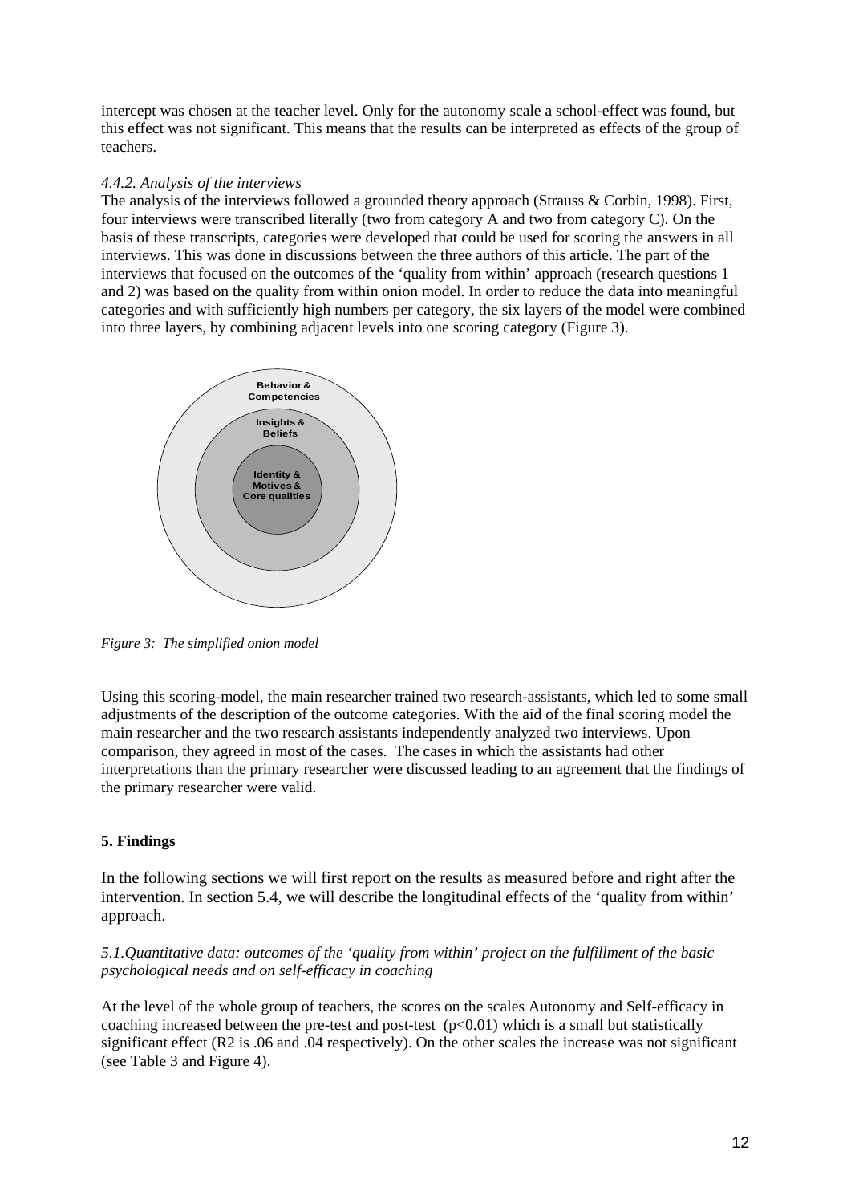intercept was chosen at the teacher level. Only for the autonomy scale a school-effect was found, but this effect was not significant. This means that the results can be interpreted as effects of the group of teachers.

### *4.4.2. Analysis of the interviews*

The analysis of the interviews followed a grounded theory approach (Strauss & Corbin, 1998). First, four interviews were transcribed literally (two from category A and two from category C). On the basis of these transcripts, categories were developed that could be used for scoring the answers in all interviews. This was done in discussions between the three authors of this article. The part of the interviews that focused on the outcomes of the 'quality from within' approach (research questions 1 and 2) was based on the quality from within onion model. In order to reduce the data into meaningful categories and with sufficiently high numbers per category, the six layers of the model were combined into three layers, by combining adjacent levels into one scoring category (Figure 3).

Behavior & Competencies

Insights & Beliefs

Identity & Motives & Core qualities

*Figure 3: The simplified onion model*

Using this scoring-model, the main researcher trained two research-assistants, which led to some small adjustments of the description of the outcome categories. With the aid of the final scoring model the main researcher and the two research assistants independently analyzed two interviews. Upon comparison, they agreed in most of the cases. The cases in which the assistants had other interpretations than the primary researcher were discussed leading to an agreement that the findings of the primary researcher were valid.

## 5. Findings

In the following sections we will first report on the results as measured before and right after the intervention. In section 5.4, we will describe the longitudinal effects of the 'quality from within' approach.

### *5.1.Quantitative data: outcomes of the 'quality from within' project on the fulfillment of the basic psychological needs and on self-efficacy in coaching*

At the level of the whole group of teachers, the scores on the scales Autonomy and Self-efficacy in coaching increased between the pre-test and post-test ($p<0.01$) which is a small but statistically significant effect ($R^2$ is .06 and .04 respectively). On the other scales the increase was not significant (see Table 3 and Figure 4).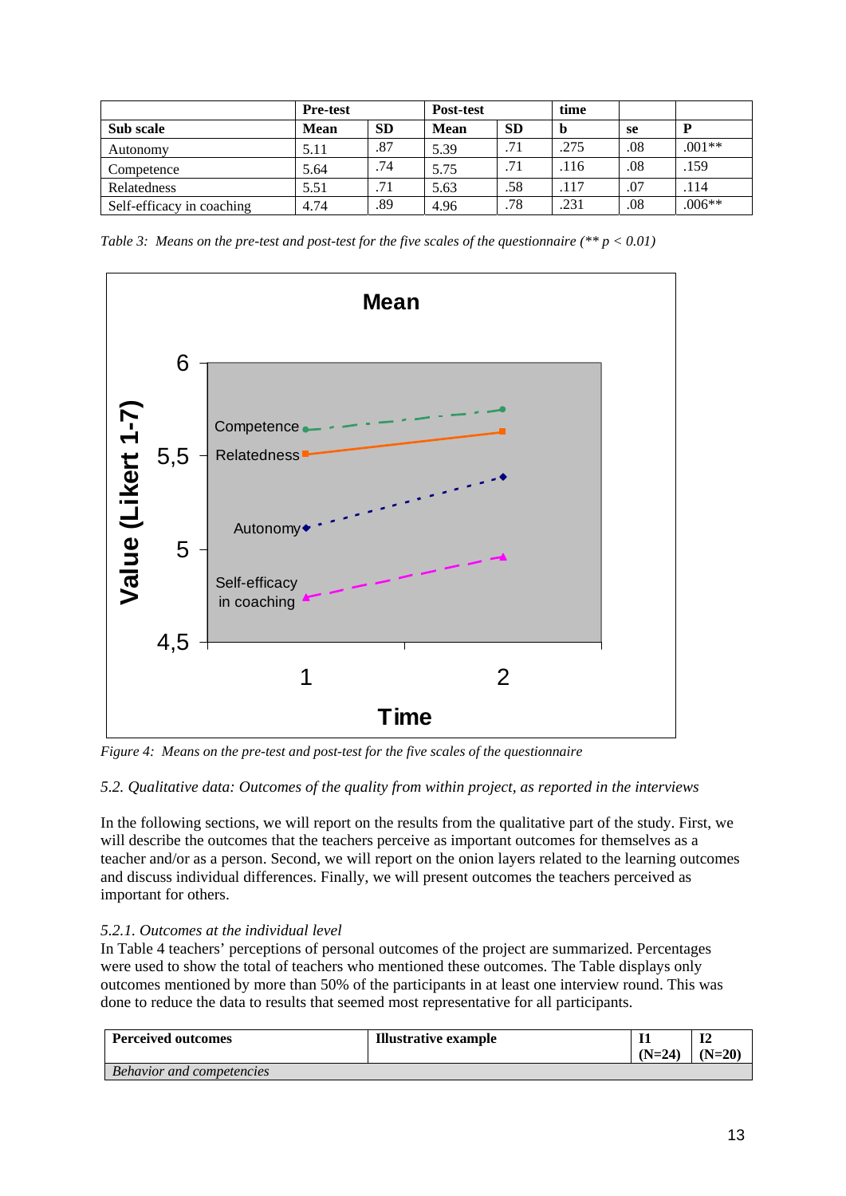| | **Pre-test** | | **Post-test** | | **time** | | |
|---|---|---|---|---|---|---|---|
| **Sub scale** | **Mean** | **SD** | **Mean** | **SD** | **b** | **se** | **P** |
| Autonomy | 5.11 | .87 | 5.39 | .71 | .275 | .08 | .001** |
| Competence | 5.64 | .74 | 5.75 | .71 | .116 | .08 | .159 |
| Relatedness | 5.51 | .71 | 5.63 | .58 | .117 | .07 | .114 |
| Self-efficacy in coaching | 4.74 | .89 | 4.96 | .78 | .231 | .08 | .006** |

*Table 3: Means on the pre-test and post-test for the five scales of the questionnaire (** p < 0.01)*

*Figure 4: Means on the pre-test and post-test for the five scales of the questionnaire*

### *5.2. Qualitative data: Outcomes of the quality from within project, as reported in the interviews*

In the following sections, we will report on the results from the qualitative part of the study. First, we will describe the outcomes that the teachers perceive as important outcomes for themselves as a teacher and/or as a person. Second, we will report on the onion layers related to the learning outcomes and discuss individual differences. Finally, we will present outcomes the teachers perceived as important for others.

#### *5.2.1. Outcomes at the individual level*

In Table 4 teachers' perceptions of personal outcomes of the project are summarized. Percentages were used to show the total of teachers who mentioned these outcomes. The Table displays only outcomes mentioned by more than 50% of the participants in at least one interview round. This was done to reduce the data to results that seemed most representative for all participants.

| **Perceived outcomes** | **Illustrative example** | **I1 (N=24)** | **I2 (N=20)** |
|---|---|---|---|
| *Behavior and competencies* | | | |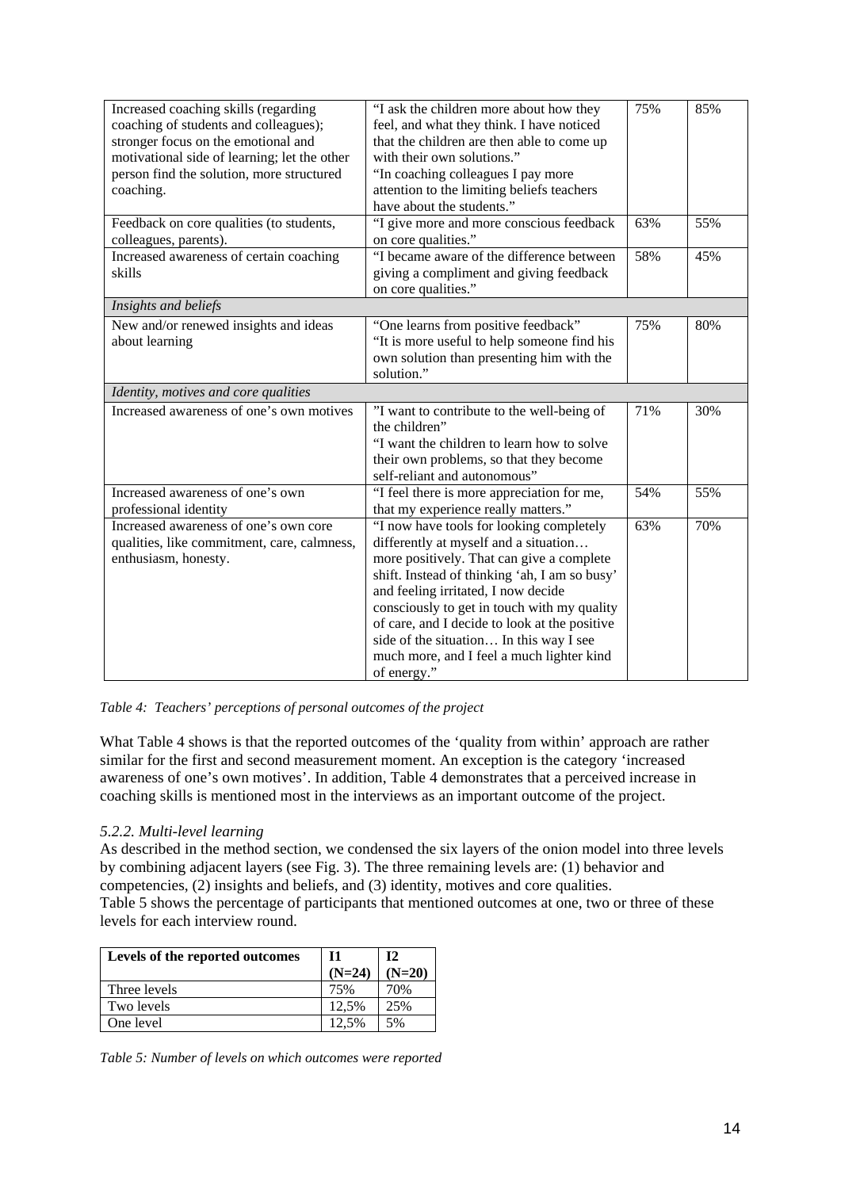| | | | |
|---|---|---|---|
| Increased coaching skills (regarding coaching of students and colleagues); stronger focus on the emotional and motivational side of learning; let the other person find the solution, more structured coaching. | "I ask the children more about how they feel, and what they think. I have noticed that the children are then able to come up with their own solutions." "In coaching colleagues I pay more attention to the limiting beliefs teachers have about the students." | 75% | 85% |
| Feedback on core qualities (to students, colleagues, parents). | "I give more and more conscious feedback on core qualities." | 63% | 55% |
| Increased awareness of certain coaching skills | "I became aware of the difference between giving a compliment and giving feedback on core qualities." | 58% | 45% |
| *Insights and beliefs* | | | |
| New and/or renewed insights and ideas about learning | "One learns from positive feedback" "It is more useful to help someone find his own solution than presenting him with the solution." | 75% | 80% |
| *Identity, motives and core qualities* | | | |
| Increased awareness of one's own motives | "I want to contribute to the well-being of the children" "I want the children to learn how to solve their own problems, so that they become self-reliant and autonomous" | 71% | 30% |
| Increased awareness of one's own professional identity | "I feel there is more appreciation for me, that my experience really matters." | 54% | 55% |
| Increased awareness of one's own core qualities, like commitment, care, calmness, enthusiasm, honesty. | "I now have tools for looking completely differently at myself and a situation… more positively. That can give a complete shift. Instead of thinking 'ah, I am so busy' and feeling irritated, I now decide consciously to get in touch with my quality of care, and I decide to look at the positive side of the situation… In this way I see much more, and I feel a much lighter kind of energy." | 63% | 70% |

*Table 4: Teachers' perceptions of personal outcomes of the project*

What Table 4 shows is that the reported outcomes of the 'quality from within' approach are rather similar for the first and second measurement moment. An exception is the category 'increased awareness of one's own motives'. In addition, Table 4 demonstrates that a perceived increase in coaching skills is mentioned most in the interviews as an important outcome of the project.

### *5.2.2. Multi-level learning*

As described in the method section, we condensed the six layers of the onion model into three levels by combining adjacent layers (see Fig. 3). The three remaining levels are: (1) behavior and competencies, (2) insights and beliefs, and (3) identity, motives and core qualities.
Table 5 shows the percentage of participants that mentioned outcomes at one, two or three of these levels for each interview round.

| **Levels of the reported outcomes** | **I1 (N=24)** | **I2 (N=20)** |
|---|---|---|
| Three levels | 75% | 70% |
| Two levels | 12,5% | 25% |
| One level | 12,5% | 5% |

*Table 5: Number of levels on which outcomes were reported*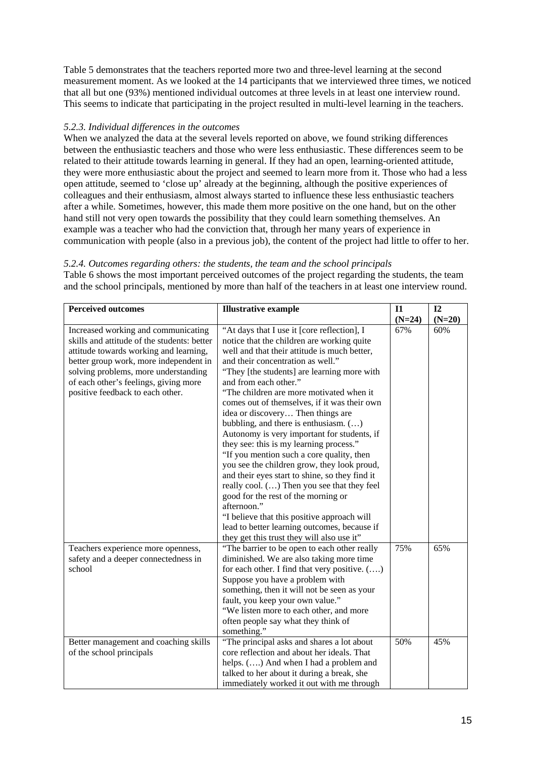Table 5 demonstrates that the teachers reported more two and three-level learning at the second measurement moment. As we looked at the 14 participants that we interviewed three times, we noticed that all but one (93%) mentioned individual outcomes at three levels in at least one interview round. This seems to indicate that participating in the project resulted in multi-level learning in the teachers.

### *5.2.3. Individual differences in the outcomes*

When we analyzed the data at the several levels reported on above, we found striking differences between the enthusiastic teachers and those who were less enthusiastic. These differences seem to be related to their attitude towards learning in general. If they had an open, learning-oriented attitude, they were more enthusiastic about the project and seemed to learn more from it. Those who had a less open attitude, seemed to 'close up' already at the beginning, although the positive experiences of colleagues and their enthusiasm, almost always started to influence these less enthusiastic teachers after a while. Sometimes, however, this made them more positive on the one hand, but on the other hand still not very open towards the possibility that they could learn something themselves. An example was a teacher who had the conviction that, through her many years of experience in communication with people (also in a previous job), the content of the project had little to offer to her.

### *5.2.4. Outcomes regarding others: the students, the team and the school principals*

Table 6 shows the most important perceived outcomes of the project regarding the students, the team and the school principals, mentioned by more than half of the teachers in at least one interview round.

| **Perceived outcomes** | **Illustrative example** | **I1 (N=24)** | **I2 (N=20)** |
|---|---|---|---|
| Increased working and communicating skills and attitude of the students: better attitude towards working and learning, better group work, more independent in solving problems, more understanding of each other's feelings, giving more positive feedback to each other. | "At days that I use it [core reflection], I notice that the children are working quite well and that their attitude is much better, and their concentration as well." "They [the students] are learning more with and from each other." "The children are more motivated when it comes out of themselves, if it was their own idea or discovery… Then things are bubbling, and there is enthusiasm. (…) Autonomy is very important for students, if they see: this is my learning process." "If you mention such a core quality, then you see the children grow, they look proud, and their eyes start to shine, so they find it really cool. (…) Then you see that they feel good for the rest of the morning or afternoon." "I believe that this positive approach will lead to better learning outcomes, because if they get this trust they will also use it" | 67% | 60% |
| Teachers experience more openness, safety and a deeper connectedness in school | "The barrier to be open to each other really diminished. We are also taking more time for each other. I find that very positive. (….) Suppose you have a problem with something, then it will not be seen as your fault, you keep your own value." "We listen more to each other, and more often people say what they think of something." | 75% | 65% |
| Better management and coaching skills of the school principals | "The principal asks and shares a lot about core reflection and about her ideals. That helps. (….) And when I had a problem and talked to her about it during a break, she immediately worked it out with me through | 50% | 45% |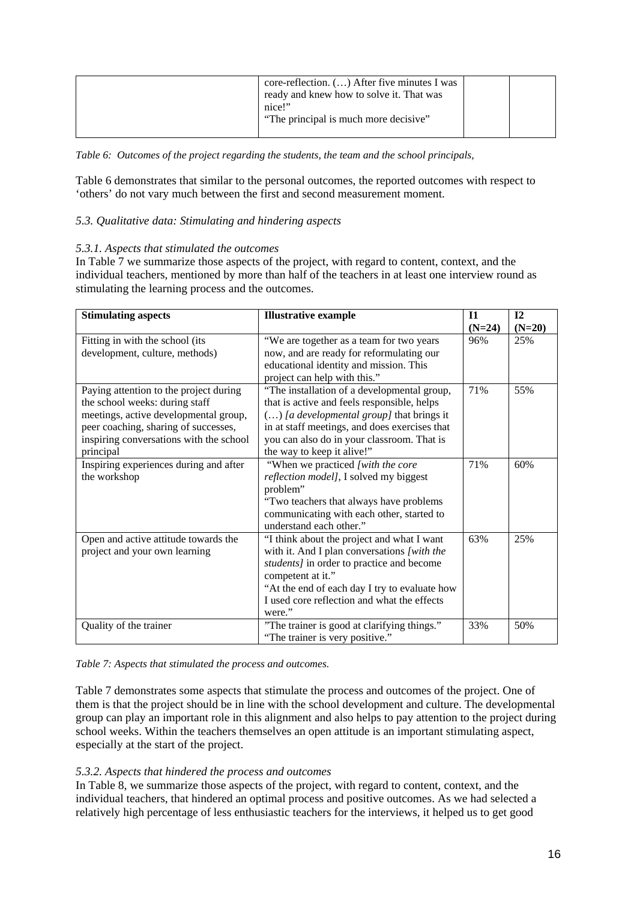| | core-reflection. (…) After five minutes I was ready and knew how to solve it. That was nice!"<br>"The principal is much more decisive" | | |
|---|---|---|---|

*Table 6: Outcomes of the project regarding the students, the team and the school principals,*

Table 6 demonstrates that similar to the personal outcomes, the reported outcomes with respect to 'others' do not vary much between the first and second measurement moment.

*5.3. Qualitative data: Stimulating and hindering aspects*

*5.3.1. Aspects that stimulated the outcomes*

In Table 7 we summarize those aspects of the project, with regard to content, context, and the individual teachers, mentioned by more than half of the teachers in at least one interview round as stimulating the learning process and the outcomes.

| **Stimulating aspects** | **Illustrative example** | **I1 (N=24)** | **I2 (N=20)** |
|---|---|---|---|
| Fitting in with the school (its development, culture, methods) | "We are together as a team for two years now, and are ready for reformulating our educational identity and mission. This project can help with this." | 96% | 25% |
| Paying attention to the project during the school weeks: during staff meetings, active developmental group, peer coaching, sharing of successes, inspiring conversations with the school principal | "The installation of a developmental group, that is active and feels responsible, helps (…) *[a developmental group]* that brings it in at staff meetings, and does exercises that you can also do in your classroom. That is the way to keep it alive!" | 71% | 55% |
| Inspiring experiences during and after the workshop | "When we practiced *[with the core reflection model]*, I solved my biggest problem"<br>"Two teachers that always have problems communicating with each other, started to understand each other." | 71% | 60% |
| Open and active attitude towards the project and your own learning | "I think about the project and what I want with it. And I plan conversations *[with the students]* in order to practice and become competent at it."<br>"At the end of each day I try to evaluate how I used core reflection and what the effects were." | 63% | 25% |
| Quality of the trainer | "The trainer is good at clarifying things."<br>"The trainer is very positive." | 33% | 50% |

*Table 7: Aspects that stimulated the process and outcomes.*

Table 7 demonstrates some aspects that stimulate the process and outcomes of the project. One of them is that the project should be in line with the school development and culture. The developmental group can play an important role in this alignment and also helps to pay attention to the project during school weeks. Within the teachers themselves an open attitude is an important stimulating aspect, especially at the start of the project.

*5.3.2. Aspects that hindered the process and outcomes*

In Table 8, we summarize those aspects of the project, with regard to content, context, and the individual teachers, that hindered an optimal process and positive outcomes. As we had selected a relatively high percentage of less enthusiastic teachers for the interviews, it helped us to get good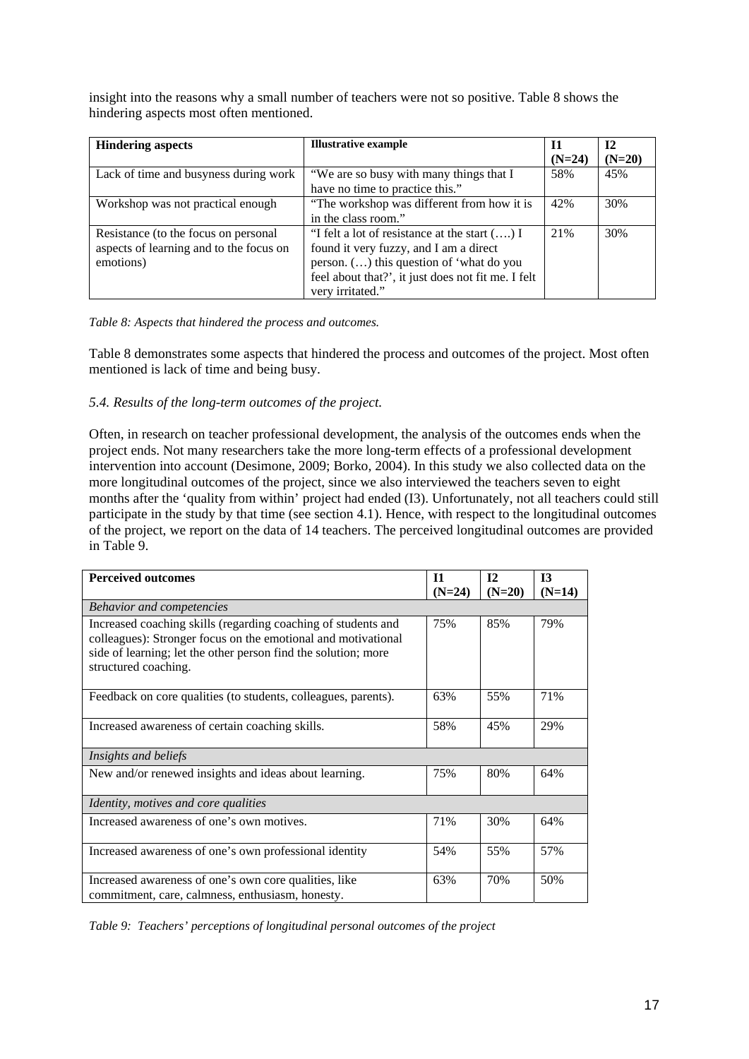insight into the reasons why a small number of teachers were not so positive. Table 8 shows the hindering aspects most often mentioned.

| **Hindering aspects** | **Illustrative example** | **I1 (N=24)** | **I2 (N=20)** |
|---|---|---|---|
| Lack of time and busyness during work | "We are so busy with many things that I have no time to practice this." | 58% | 45% |
| Workshop was not practical enough | "The workshop was different from how it is in the class room." | 42% | 30% |
| Resistance (to the focus on personal aspects of learning and to the focus on emotions) | "I felt a lot of resistance at the start (….) I found it very fuzzy, and I am a direct person. (…) this question of 'what do you feel about that?', it just does not fit me. I felt very irritated." | 21% | 30% |

*Table 8: Aspects that hindered the process and outcomes.*

Table 8 demonstrates some aspects that hindered the process and outcomes of the project. Most often mentioned is lack of time and being busy.

### *5.4. Results of the long-term outcomes of the project.*

Often, in research on teacher professional development, the analysis of the outcomes ends when the project ends. Not many researchers take the more long-term effects of a professional development intervention into account (Desimone, 2009; Borko, 2004). In this study we also collected data on the more longitudinal outcomes of the project, since we also interviewed the teachers seven to eight months after the 'quality from within' project had ended (I3). Unfortunately, not all teachers could still participate in the study by that time (see section 4.1). Hence, with respect to the longitudinal outcomes of the project, we report on the data of 14 teachers. The perceived longitudinal outcomes are provided in Table 9.

| **Perceived outcomes** | **I1 (N=24)** | **I2 (N=20)** | **I3 (N=14)** |
|---|---|---|---|
| *Behavior and competencies* | | | |
| Increased coaching skills (regarding coaching of students and colleagues): Stronger focus on the emotional and motivational side of learning; let the other person find the solution; more structured coaching. | 75% | 85% | 79% |
| Feedback on core qualities (to students, colleagues, parents). | 63% | 55% | 71% |
| Increased awareness of certain coaching skills. | 58% | 45% | 29% |
| *Insights and beliefs* | | | |
| New and/or renewed insights and ideas about learning. | 75% | 80% | 64% |
| *Identity, motives and core qualities* | | | |
| Increased awareness of one's own motives. | 71% | 30% | 64% |
| Increased awareness of one's own professional identity | 54% | 55% | 57% |
| Increased awareness of one's own core qualities, like commitment, care, calmness, enthusiasm, honesty. | 63% | 70% | 50% |

*Table 9: Teachers' perceptions of longitudinal personal outcomes of the project*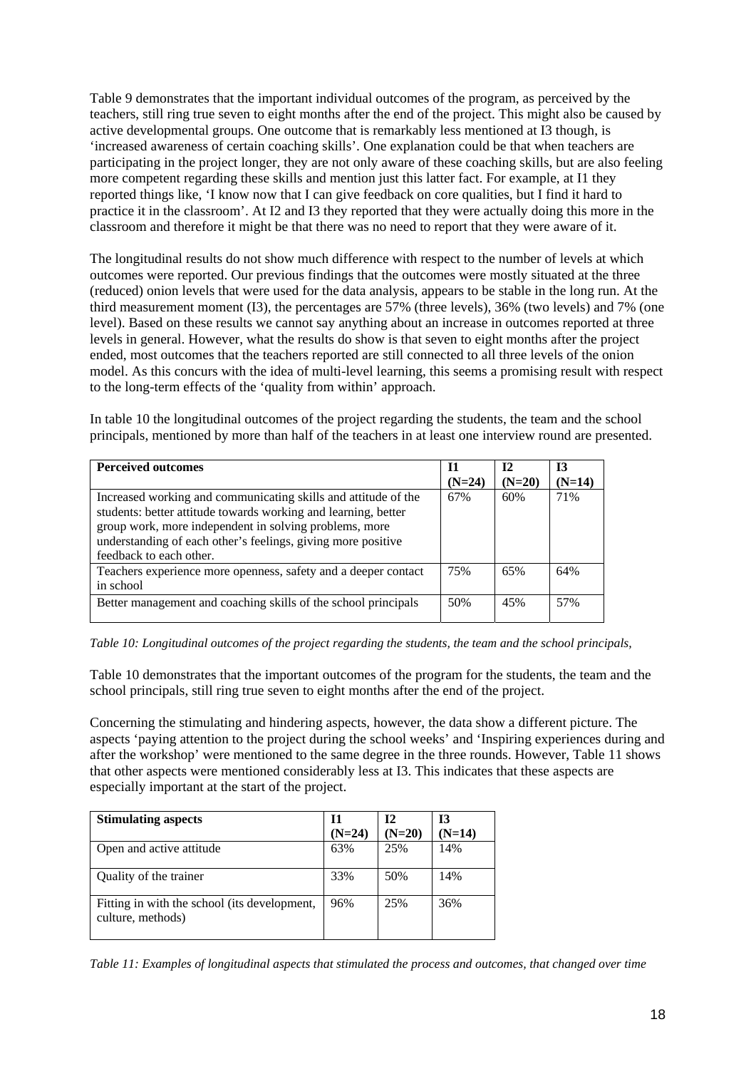Table 9 demonstrates that the important individual outcomes of the program, as perceived by the teachers, still ring true seven to eight months after the end of the project. This might also be caused by active developmental groups. One outcome that is remarkably less mentioned at I3 though, is 'increased awareness of certain coaching skills'. One explanation could be that when teachers are participating in the project longer, they are not only aware of these coaching skills, but are also feeling more competent regarding these skills and mention just this latter fact. For example, at I1 they reported things like, 'I know now that I can give feedback on core qualities, but I find it hard to practice it in the classroom'. At I2 and I3 they reported that they were actually doing this more in the classroom and therefore it might be that there was no need to report that they were aware of it.

The longitudinal results do not show much difference with respect to the number of levels at which outcomes were reported. Our previous findings that the outcomes were mostly situated at the three (reduced) onion levels that were used for the data analysis, appears to be stable in the long run. At the third measurement moment (I3), the percentages are 57% (three levels), 36% (two levels) and 7% (one level). Based on these results we cannot say anything about an increase in outcomes reported at three levels in general. However, what the results do show is that seven to eight months after the project ended, most outcomes that the teachers reported are still connected to all three levels of the onion model. As this concurs with the idea of multi-level learning, this seems a promising result with respect to the long-term effects of the 'quality from within' approach.

In table 10 the longitudinal outcomes of the project regarding the students, the team and the school principals, mentioned by more than half of the teachers in at least one interview round are presented.

| **Perceived outcomes** | **I1 (N=24)** | **I2 (N=20)** | **I3 (N=14)** |
|---|---|---|---|
| Increased working and communicating skills and attitude of the students: better attitude towards working and learning, better group work, more independent in solving problems, more understanding of each other's feelings, giving more positive feedback to each other. | 67% | 60% | 71% |
| Teachers experience more openness, safety and a deeper contact in school | 75% | 65% | 64% |
| Better management and coaching skills of the school principals | 50% | 45% | 57% |

*Table 10: Longitudinal outcomes of the project regarding the students, the team and the school principals,*

Table 10 demonstrates that the important outcomes of the program for the students, the team and the school principals, still ring true seven to eight months after the end of the project.

Concerning the stimulating and hindering aspects, however, the data show a different picture. The aspects 'paying attention to the project during the school weeks' and 'Inspiring experiences during and after the workshop' were mentioned to the same degree in the three rounds. However, Table 11 shows that other aspects were mentioned considerably less at I3. This indicates that these aspects are especially important at the start of the project.

| **Stimulating aspects** | **I1 (N=24)** | **I2 (N=20)** | **I3 (N=14)** |
|---|---|---|---|
| Open and active attitude | 63% | 25% | 14% |
| Quality of the trainer | 33% | 50% | 14% |
| Fitting in with the school (its development, culture, methods) | 96% | 25% | 36% |

*Table 11: Examples of longitudinal aspects that stimulated the process and outcomes, that changed over time*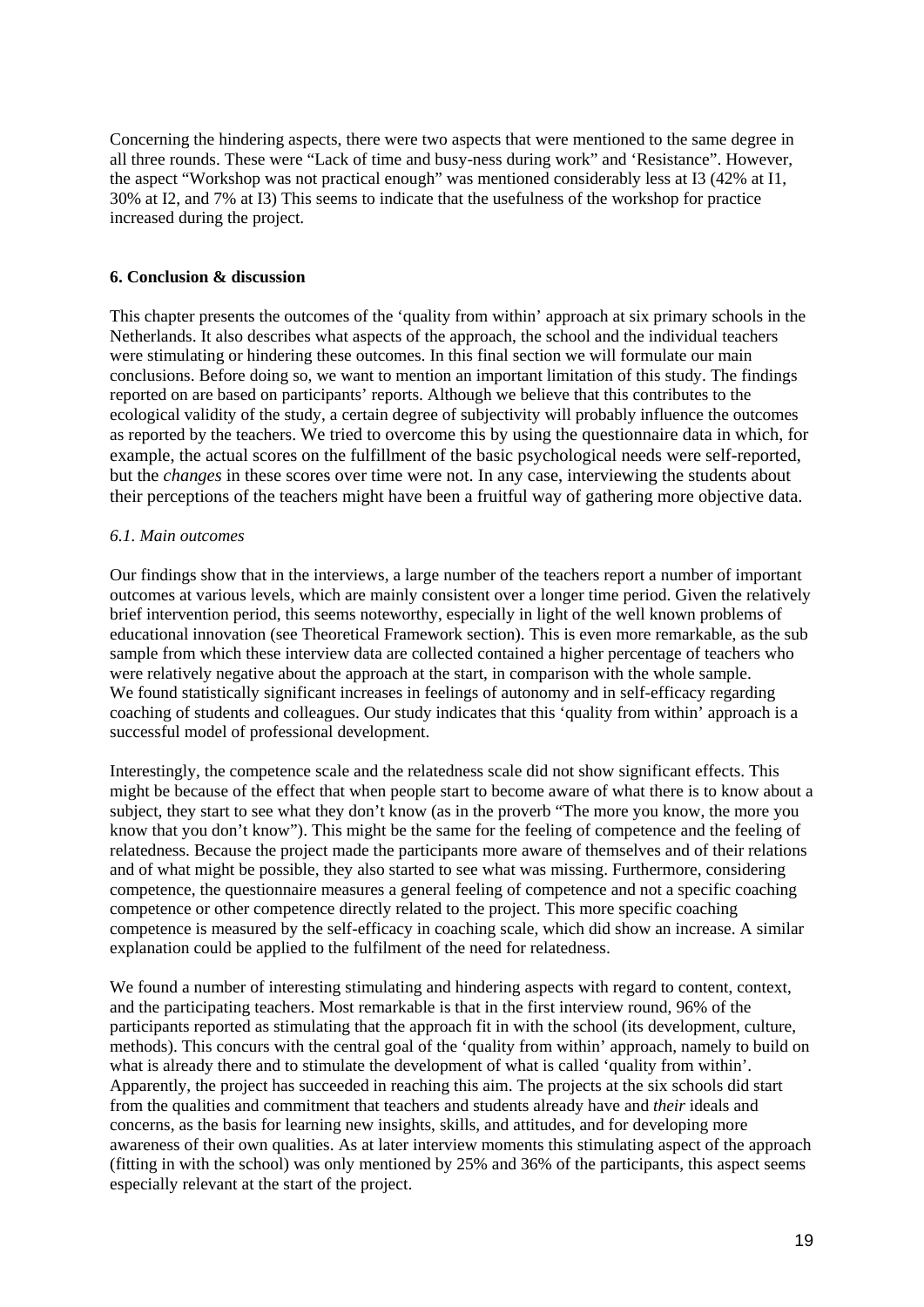Concerning the hindering aspects, there were two aspects that were mentioned to the same degree in all three rounds. These were “Lack of time and busy-ness during work” and ‘Resistance”. However, the aspect “Workshop was not practical enough” was mentioned considerably less at I3 (42% at I1, 30% at I2, and 7% at I3) This seems to indicate that the usefulness of the workshop for practice increased during the project.

## 6. Conclusion & discussion

This chapter presents the outcomes of the ‘quality from within’ approach at six primary schools in the Netherlands. It also describes what aspects of the approach, the school and the individual teachers were stimulating or hindering these outcomes. In this final section we will formulate our main conclusions. Before doing so, we want to mention an important limitation of this study. The findings reported on are based on participants’ reports. Although we believe that this contributes to the ecological validity of the study, a certain degree of subjectivity will probably influence the outcomes as reported by the teachers. We tried to overcome this by using the questionnaire data in which, for example, the actual scores on the fulfillment of the basic psychological needs were self-reported, but the *changes* in these scores over time were not. In any case, interviewing the students about their perceptions of the teachers might have been a fruitful way of gathering more objective data.

### *6.1. Main outcomes*

Our findings show that in the interviews, a large number of the teachers report a number of important outcomes at various levels, which are mainly consistent over a longer time period. Given the relatively brief intervention period, this seems noteworthy, especially in light of the well known problems of educational innovation (see Theoretical Framework section). This is even more remarkable, as the sub sample from which these interview data are collected contained a higher percentage of teachers who were relatively negative about the approach at the start, in comparison with the whole sample.
We found statistically significant increases in feelings of autonomy and in self-efficacy regarding coaching of students and colleagues. Our study indicates that this ‘quality from within’ approach is a successful model of professional development.

Interestingly, the competence scale and the relatedness scale did not show significant effects. This might be because of the effect that when people start to become aware of what there is to know about a subject, they start to see what they don’t know (as in the proverb “The more you know, the more you know that you don’t know”). This might be the same for the feeling of competence and the feeling of relatedness. Because the project made the participants more aware of themselves and of their relations and of what might be possible, they also started to see what was missing. Furthermore, considering competence, the questionnaire measures a general feeling of competence and not a specific coaching competence or other competence directly related to the project. This more specific coaching competence is measured by the self-efficacy in coaching scale, which did show an increase. A similar explanation could be applied to the fulfilment of the need for relatedness.

We found a number of interesting stimulating and hindering aspects with regard to content, context, and the participating teachers. Most remarkable is that in the first interview round, 96% of the participants reported as stimulating that the approach fit in with the school (its development, culture, methods). This concurs with the central goal of the ‘quality from within’ approach, namely to build on what is already there and to stimulate the development of what is called ‘quality from within’. Apparently, the project has succeeded in reaching this aim. The projects at the six schools did start from the qualities and commitment that teachers and students already have and *their* ideals and concerns, as the basis for learning new insights, skills, and attitudes, and for developing more awareness of their own qualities. As at later interview moments this stimulating aspect of the approach (fitting in with the school) was only mentioned by 25% and 36% of the participants, this aspect seems especially relevant at the start of the project.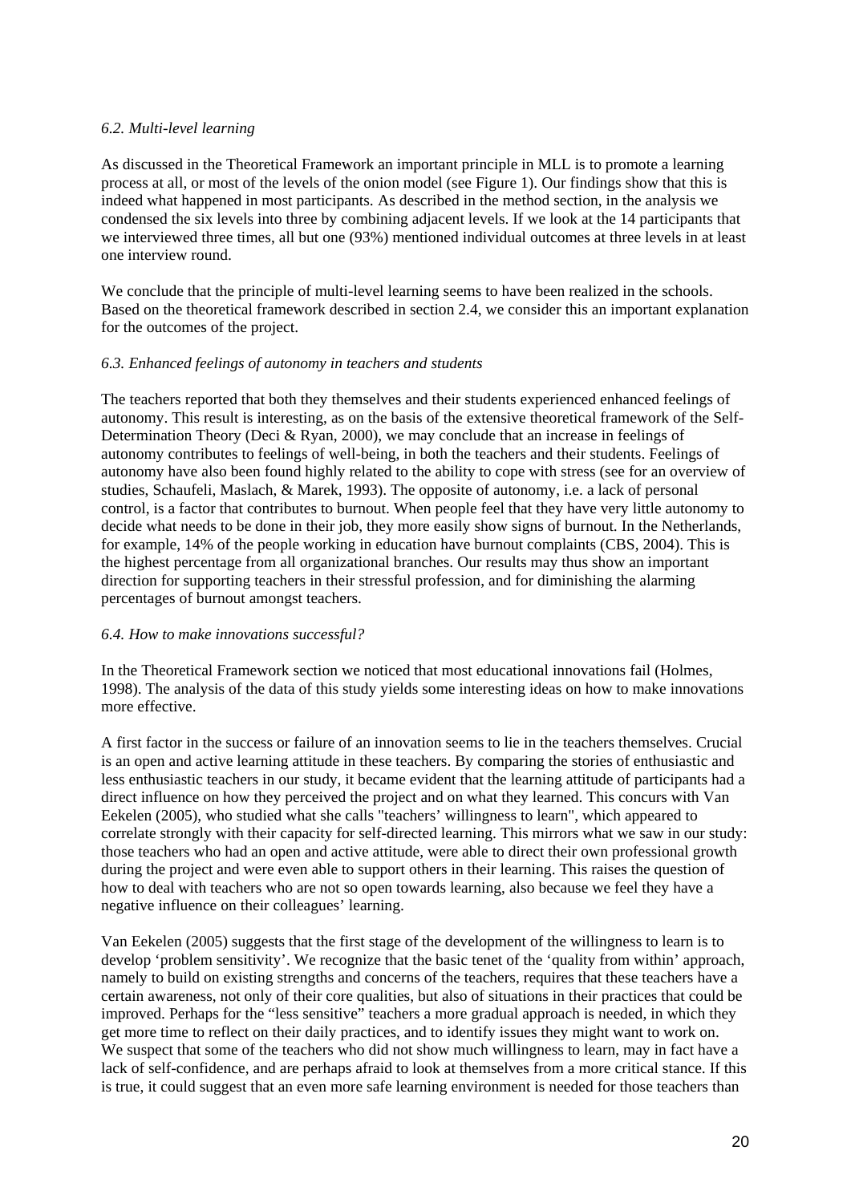*6.2. Multi-level learning*

As discussed in the Theoretical Framework an important principle in MLL is to promote a learning process at all, or most of the levels of the onion model (see Figure 1). Our findings show that this is indeed what happened in most participants. As described in the method section, in the analysis we condensed the six levels into three by combining adjacent levels. If we look at the 14 participants that we interviewed three times, all but one (93%) mentioned individual outcomes at three levels in at least one interview round.

We conclude that the principle of multi-level learning seems to have been realized in the schools. Based on the theoretical framework described in section 2.4, we consider this an important explanation for the outcomes of the project.

*6.3. Enhanced feelings of autonomy in teachers and students*

The teachers reported that both they themselves and their students experienced enhanced feelings of autonomy. This result is interesting, as on the basis of the extensive theoretical framework of the Self-Determination Theory (Deci & Ryan, 2000), we may conclude that an increase in feelings of autonomy contributes to feelings of well-being, in both the teachers and their students. Feelings of autonomy have also been found highly related to the ability to cope with stress (see for an overview of studies, Schaufeli, Maslach, & Marek, 1993). The opposite of autonomy, i.e. a lack of personal control, is a factor that contributes to burnout. When people feel that they have very little autonomy to decide what needs to be done in their job, they more easily show signs of burnout. In the Netherlands, for example, 14% of the people working in education have burnout complaints (CBS, 2004). This is the highest percentage from all organizational branches. Our results may thus show an important direction for supporting teachers in their stressful profession, and for diminishing the alarming percentages of burnout amongst teachers.

*6.4. How to make innovations successful?*

In the Theoretical Framework section we noticed that most educational innovations fail (Holmes, 1998). The analysis of the data of this study yields some interesting ideas on how to make innovations more effective.

A first factor in the success or failure of an innovation seems to lie in the teachers themselves. Crucial is an open and active learning attitude in these teachers. By comparing the stories of enthusiastic and less enthusiastic teachers in our study, it became evident that the learning attitude of participants had a direct influence on how they perceived the project and on what they learned. This concurs with Van Eekelen (2005), who studied what she calls "teachers' willingness to learn", which appeared to correlate strongly with their capacity for self-directed learning. This mirrors what we saw in our study: those teachers who had an open and active attitude, were able to direct their own professional growth during the project and were even able to support others in their learning. This raises the question of how to deal with teachers who are not so open towards learning, also because we feel they have a negative influence on their colleagues' learning.

Van Eekelen (2005) suggests that the first stage of the development of the willingness to learn is to develop 'problem sensitivity'. We recognize that the basic tenet of the 'quality from within' approach, namely to build on existing strengths and concerns of the teachers, requires that these teachers have a certain awareness, not only of their core qualities, but also of situations in their practices that could be improved. Perhaps for the "less sensitive" teachers a more gradual approach is needed, in which they get more time to reflect on their daily practices, and to identify issues they might want to work on. We suspect that some of the teachers who did not show much willingness to learn, may in fact have a lack of self-confidence, and are perhaps afraid to look at themselves from a more critical stance. If this is true, it could suggest that an even more safe learning environment is needed for those teachers than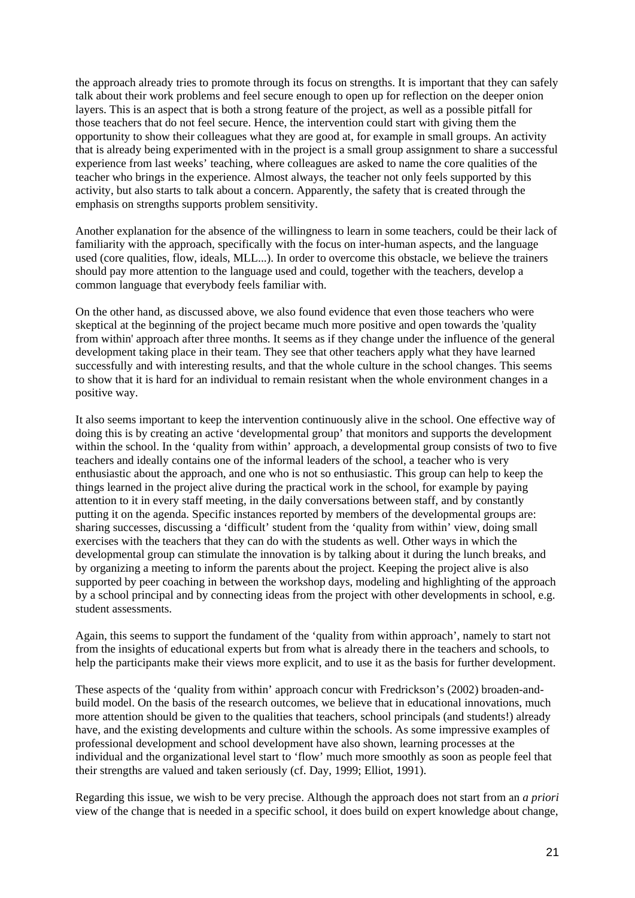the approach already tries to promote through its focus on strengths. It is important that they can safely talk about their work problems and feel secure enough to open up for reflection on the deeper onion layers. This is an aspect that is both a strong feature of the project, as well as a possible pitfall for those teachers that do not feel secure. Hence, the intervention could start with giving them the opportunity to show their colleagues what they are good at, for example in small groups. An activity that is already being experimented with in the project is a small group assignment to share a successful experience from last weeks' teaching, where colleagues are asked to name the core qualities of the teacher who brings in the experience. Almost always, the teacher not only feels supported by this activity, but also starts to talk about a concern. Apparently, the safety that is created through the emphasis on strengths supports problem sensitivity.

Another explanation for the absence of the willingness to learn in some teachers, could be their lack of familiarity with the approach, specifically with the focus on inter-human aspects, and the language used (core qualities, flow, ideals, MLL...). In order to overcome this obstacle, we believe the trainers should pay more attention to the language used and could, together with the teachers, develop a common language that everybody feels familiar with.

On the other hand, as discussed above, we also found evidence that even those teachers who were skeptical at the beginning of the project became much more positive and open towards the 'quality from within' approach after three months. It seems as if they change under the influence of the general development taking place in their team. They see that other teachers apply what they have learned successfully and with interesting results, and that the whole culture in the school changes. This seems to show that it is hard for an individual to remain resistant when the whole environment changes in a positive way.

It also seems important to keep the intervention continuously alive in the school. One effective way of doing this is by creating an active 'developmental group' that monitors and supports the development within the school. In the 'quality from within' approach, a developmental group consists of two to five teachers and ideally contains one of the informal leaders of the school, a teacher who is very enthusiastic about the approach, and one who is not so enthusiastic. This group can help to keep the things learned in the project alive during the practical work in the school, for example by paying attention to it in every staff meeting, in the daily conversations between staff, and by constantly putting it on the agenda. Specific instances reported by members of the developmental groups are: sharing successes, discussing a 'difficult' student from the 'quality from within' view, doing small exercises with the teachers that they can do with the students as well. Other ways in which the developmental group can stimulate the innovation is by talking about it during the lunch breaks, and by organizing a meeting to inform the parents about the project. Keeping the project alive is also supported by peer coaching in between the workshop days, modeling and highlighting of the approach by a school principal and by connecting ideas from the project with other developments in school, e.g. student assessments.

Again, this seems to support the fundament of the 'quality from within approach', namely to start not from the insights of educational experts but from what is already there in the teachers and schools, to help the participants make their views more explicit, and to use it as the basis for further development.

These aspects of the 'quality from within' approach concur with Fredrickson's (2002) broaden-and-build model. On the basis of the research outcomes, we believe that in educational innovations, much more attention should be given to the qualities that teachers, school principals (and students!) already have, and the existing developments and culture within the schools. As some impressive examples of professional development and school development have also shown, learning processes at the individual and the organizational level start to 'flow' much more smoothly as soon as people feel that their strengths are valued and taken seriously (cf. Day, 1999; Elliot, 1991).

Regarding this issue, we wish to be very precise. Although the approach does not start from an *a priori* view of the change that is needed in a specific school, it does build on expert knowledge about change,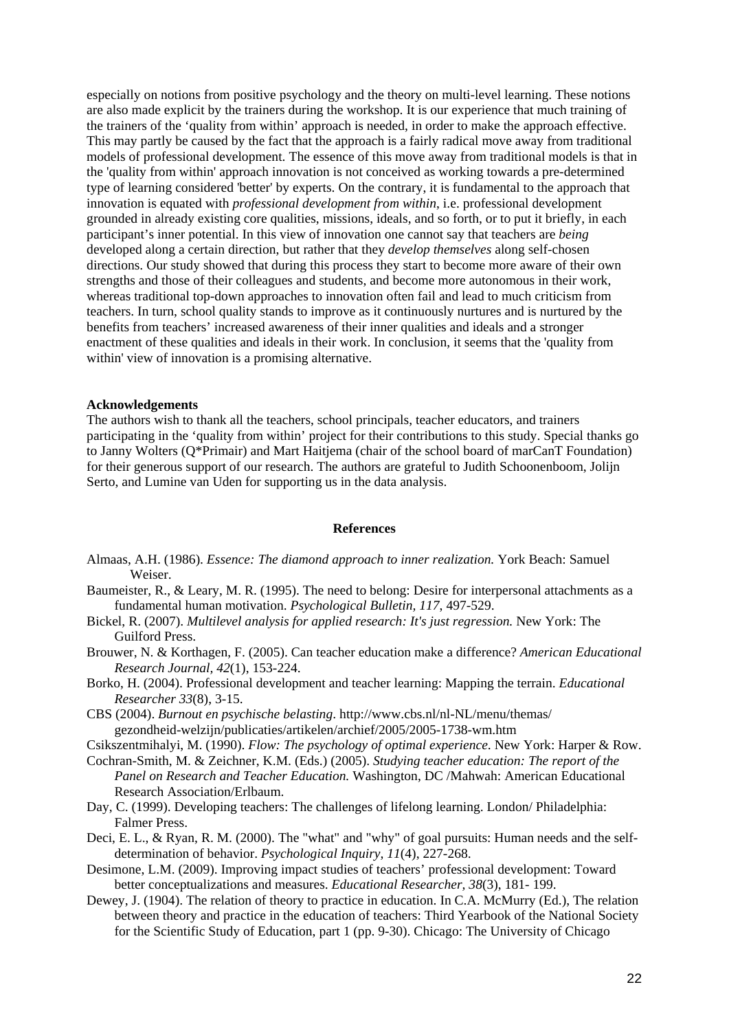especially on notions from positive psychology and the theory on multi-level learning. These notions are also made explicit by the trainers during the workshop. It is our experience that much training of the trainers of the 'quality from within' approach is needed, in order to make the approach effective. This may partly be caused by the fact that the approach is a fairly radical move away from traditional models of professional development. The essence of this move away from traditional models is that in the 'quality from within' approach innovation is not conceived as working towards a pre-determined type of learning considered 'better' by experts. On the contrary, it is fundamental to the approach that innovation is equated with *professional development from within*, i.e. professional development grounded in already existing core qualities, missions, ideals, and so forth, or to put it briefly, in each participant's inner potential. In this view of innovation one cannot say that teachers are *being* developed along a certain direction, but rather that they *develop themselves* along self-chosen directions. Our study showed that during this process they start to become more aware of their own strengths and those of their colleagues and students, and become more autonomous in their work, whereas traditional top-down approaches to innovation often fail and lead to much criticism from teachers. In turn, school quality stands to improve as it continuously nurtures and is nurtured by the benefits from teachers' increased awareness of their inner qualities and ideals and a stronger enactment of these qualities and ideals in their work. In conclusion, it seems that the 'quality from within' view of innovation is a promising alternative.

**Acknowledgements**

The authors wish to thank all the teachers, school principals, teacher educators, and trainers participating in the 'quality from within' project for their contributions to this study. Special thanks go to Janny Wolters (Q*Primair) and Mart Haitjema (chair of the school board of marCanT Foundation) for their generous support of our research. The authors are grateful to Judith Schoonenboom, Jolijn Serto, and Lumine van Uden for supporting us in the data analysis.

## References

Almaas, A.H. (1986). *Essence: The diamond approach to inner realization.* York Beach: Samuel Weiser.

Baumeister, R., & Leary, M. R. (1995). The need to belong: Desire for interpersonal attachments as a fundamental human motivation. *Psychological Bulletin, 117*, 497-529.

Bickel, R. (2007). *Multilevel analysis for applied research: It's just regression.* New York: The Guilford Press.

Brouwer, N. & Korthagen, F. (2005). Can teacher education make a difference? *American Educational Research Journal, 42*(1), 153-224.

Borko, H. (2004). Professional development and teacher learning: Mapping the terrain. *Educational Researcher 33*(8), 3-15.

CBS (2004). *Burnout en psychische belasting*. http://www.cbs.nl/nl-NL/menu/themas/gezondheid-welzijn/publicaties/artikelen/archief/2005/2005-1738-wm.htm

Csikszentmihalyi, M. (1990). *Flow: The psychology of optimal experience.* New York: Harper & Row.

Cochran-Smith, M. & Zeichner, K.M. (Eds.) (2005). *Studying teacher education: The report of the Panel on Research and Teacher Education.* Washington, DC /Mahwah: American Educational Research Association/Erlbaum.

Day, C. (1999). Developing teachers: The challenges of lifelong learning. London/ Philadelphia: Falmer Press.

Deci, E. L., & Ryan, R. M. (2000). The "what" and "why" of goal pursuits: Human needs and the self-determination of behavior. *Psychological Inquiry, 11*(4), 227-268.

Desimone, L.M. (2009). Improving impact studies of teachers' professional development: Toward better conceptualizations and measures. *Educational Researcher, 38*(3), 181- 199.

Dewey, J. (1904). The relation of theory to practice in education. In C.A. McMurry (Ed.), The relation between theory and practice in the education of teachers: Third Yearbook of the National Society for the Scientific Study of Education, part 1 (pp. 9-30). Chicago: The University of Chicago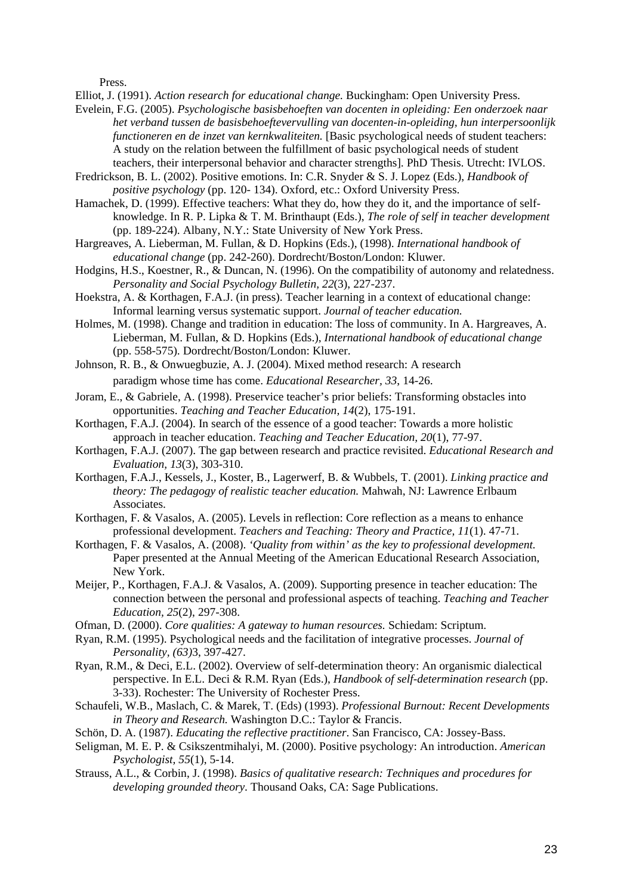Press.

Elliot, J. (1991). *Action research for educational change.* Buckingham: Open University Press.

Evelein, F.G. (2005). *Psychologische basisbehoeften van docenten in opleiding: Een onderzoek naar het verband tussen de basisbehoeftevervulling van docenten-in-opleiding, hun interpersoonlijk functioneren en de inzet van kernkwaliteiten.* [Basic psychological needs of student teachers: A study on the relation between the fulfillment of basic psychological needs of student teachers, their interpersonal behavior and character strengths]. PhD Thesis. Utrecht: IVLOS.

Fredrickson, B. L. (2002). Positive emotions. In: C.R. Snyder & S. J. Lopez (Eds.), *Handbook of positive psychology* (pp. 120- 134). Oxford, etc.: Oxford University Press.

Hamachek, D. (1999). Effective teachers: What they do, how they do it, and the importance of self-knowledge. In R. P. Lipka & T. M. Brinthaupt (Eds.), *The role of self in teacher development* (pp. 189-224)*.* Albany, N.Y.: State University of New York Press.

Hargreaves, A. Lieberman, M. Fullan, & D. Hopkins (Eds.), (1998). *International handbook of educational change* (pp. 242-260). Dordrecht/Boston/London: Kluwer.

Hodgins, H.S., Koestner, R., & Duncan, N. (1996). On the compatibility of autonomy and relatedness. *Personality and Social Psychology Bulletin, 22*(3), 227-237.

Hoekstra, A. & Korthagen, F.A.J. (in press). Teacher learning in a context of educational change: Informal learning versus systematic support. *Journal of teacher education.*

Holmes, M. (1998). Change and tradition in education: The loss of community. In A. Hargreaves, A. Lieberman, M. Fullan, & D. Hopkins (Eds.), *International handbook of educational change* (pp. 558-575)*.* Dordrecht/Boston/London: Kluwer.

Johnson, R. B., & Onwuegbuzie, A. J. (2004). Mixed method research: A research paradigm whose time has come. *Educational Researcher, 33*, 14-26.

Joram, E., & Gabriele, A. (1998). Preservice teacher's prior beliefs: Transforming obstacles into opportunities. *Teaching and Teacher Education, 14*(2), 175-191.

Korthagen, F.A.J. (2004). In search of the essence of a good teacher: Towards a more holistic approach in teacher education. *Teaching and Teacher Education, 20*(1), 77-97.

Korthagen, F.A.J. (2007). The gap between research and practice revisited. *Educational Research and Evaluation, 13*(3), 303-310.

Korthagen, F.A.J., Kessels, J., Koster, B., Lagerwerf, B. & Wubbels, T. (2001). *Linking practice and theory: The pedagogy of realistic teacher education.* Mahwah, NJ: Lawrence Erlbaum Associates.

Korthagen, F. & Vasalos, A. (2005). Levels in reflection: Core reflection as a means to enhance professional development. *Teachers and Teaching: Theory and Practice, 11*(1). 47-71.

Korthagen, F. & Vasalos, A. (2008). *'Quality from within' as the key to professional development.* Paper presented at the Annual Meeting of the American Educational Research Association, New York.

Meijer, P., Korthagen, F.A.J. & Vasalos, A. (2009). Supporting presence in teacher education: The connection between the personal and professional aspects of teaching. *Teaching and Teacher Education, 25*(2), 297-308.

Ofman, D. (2000). *Core qualities: A gateway to human resources.* Schiedam: Scriptum.

Ryan, R.M. (1995). Psychological needs and the facilitation of integrative processes. *Journal of Personality, (63)*3, 397-427.

Ryan, R.M., & Deci, E.L. (2002). Overview of self-determination theory: An organismic dialectical perspective. In E.L. Deci & R.M. Ryan (Eds.), *Handbook of self-determination research* (pp. 3-33). Rochester: The University of Rochester Press.

Schaufeli, W.B., Maslach, C. & Marek, T. (Eds) (1993). *Professional Burnout: Recent Developments in Theory and Research.* Washington D.C.: Taylor & Francis.

Schön, D. A. (1987). *Educating the reflective practitioner*. San Francisco, CA: Jossey-Bass.

Seligman, M. E. P. & Csikszentmihalyi, M. (2000). Positive psychology: An introduction. *American Psychologist, 55*(1), 5-14.

Strauss, A.L., & Corbin, J. (1998). *Basics of qualitative research: Techniques and procedures for developing grounded theory*. Thousand Oaks, CA: Sage Publications.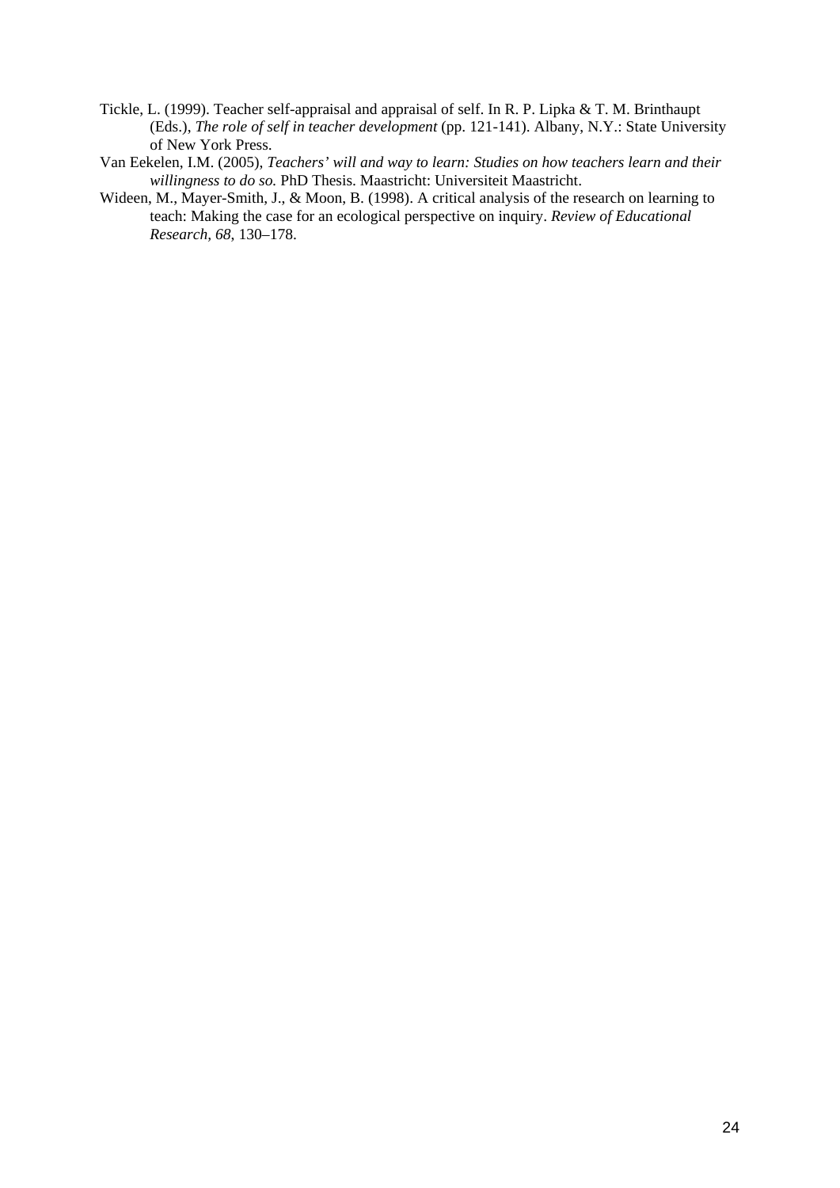Tickle, L. (1999). Teacher self-appraisal and appraisal of self. In R. P. Lipka & T. M. Brinthaupt (Eds.), *The role of self in teacher development* (pp. 121-141). Albany, N.Y.: State University of New York Press.

Van Eekelen, I.M. (2005), *Teachers' will and way to learn: Studies on how teachers learn and their willingness to do so.* PhD Thesis. Maastricht: Universiteit Maastricht.

Wideen, M., Mayer-Smith, J., & Moon, B. (1998). A critical analysis of the research on learning to teach: Making the case for an ecological perspective on inquiry. *Review of Educational Research, 68*, 130–178.